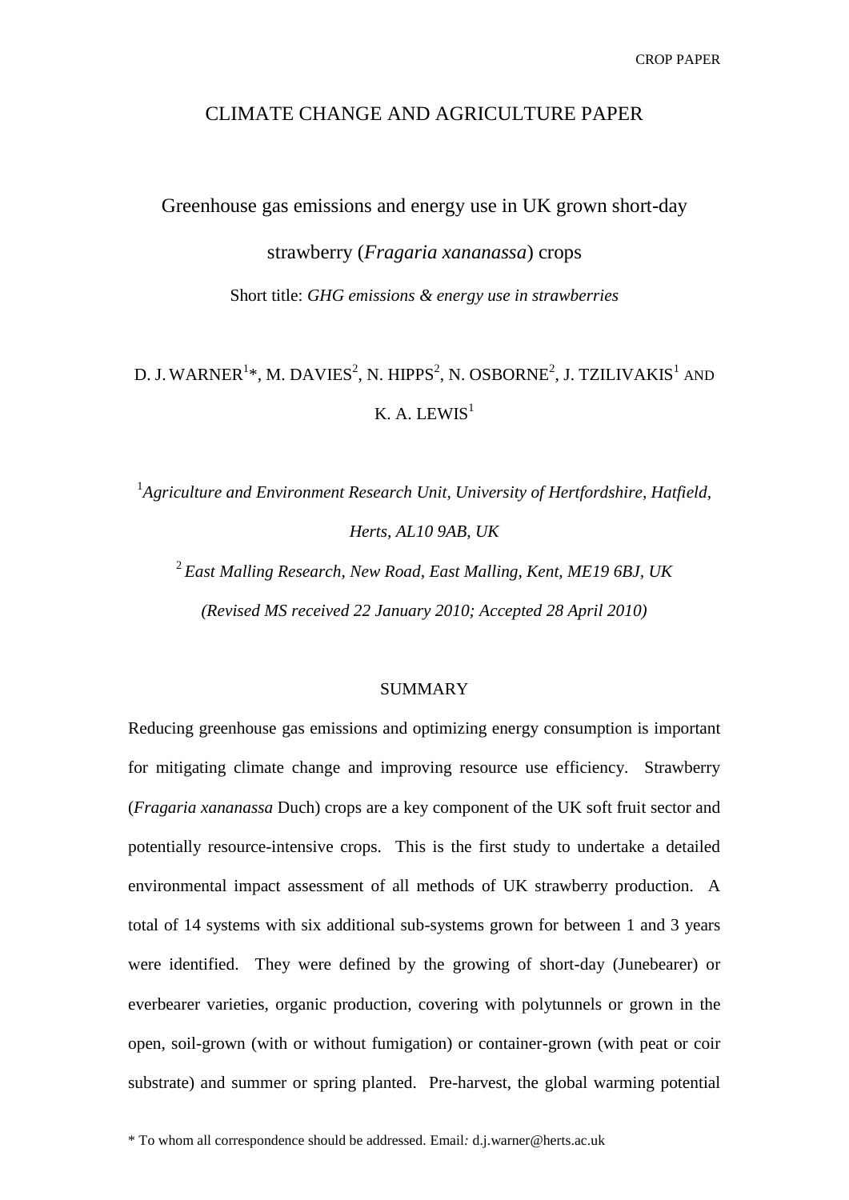CROP PAPER

# CLIMATE CHANGE AND AGRICULTURE PAPER

## Greenhouse gas emissions and energy use in UK grown short-day strawberry (*Fragaria xananassa*) crops

Short title: *GHG emissions & energy use in strawberries*

D. J. WARNER[1]*, M. DAVIES[2], N. HIPPS[2], N. OSBORNE[2], J. TZILIVAKIS[1] AND K. A. LEWIS[1]

[1] *Agriculture and Environment Research Unit, University of Hertfordshire, Hatfield, Herts, AL10 9AB, UK*

[2] *East Malling Research, New Road, East Malling, Kent, ME19 6BJ, UK*

*(Revised MS received 22 January 2010; Accepted 28 April 2010)*

### SUMMARY

Reducing greenhouse gas emissions and optimizing energy consumption is important for mitigating climate change and improving resource use efficiency. Strawberry (*Fragaria xananassa* Duch) crops are a key component of the UK soft fruit sector and potentially resource-intensive crops. This is the first study to undertake a detailed environmental impact assessment of all methods of UK strawberry production. A total of 14 systems with six additional sub-systems grown for between 1 and 3 years were identified. They were defined by the growing of short-day (Junebearer) or everbearer varieties, organic production, covering with polytunnels or grown in the open, soil-grown (with or without fumigation) or container-grown (with peat or coir substrate) and summer or spring planted. Pre-harvest, the global warming potential

\* To whom all correspondence should be addressed. Email: d.j.warner@herts.ac.uk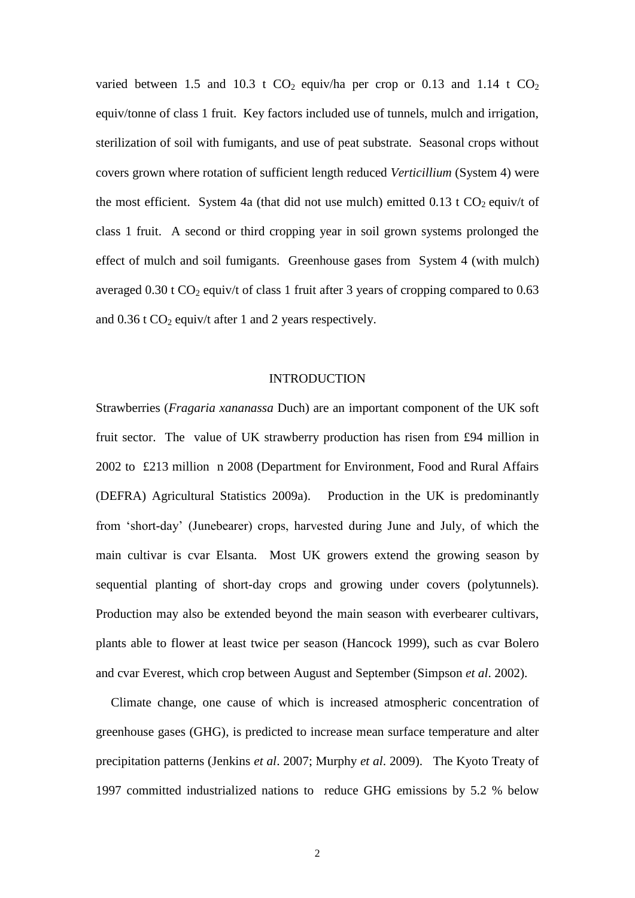varied between 1.5 and 10.3 t $CO_2$ equiv/ha per crop or 0.13 and 1.14 t $CO_2$ equiv/tonne of class 1 fruit. Key factors included use of tunnels, mulch and irrigation, sterilization of soil with fumigants, and use of peat substrate. Seasonal crops without covers grown where rotation of sufficient length reduced *Verticillium* (System 4) were the most efficient. System 4a (that did not use mulch) emitted 0.13 t $CO_2$ equiv/t of class 1 fruit. A second or third cropping year in soil grown systems prolonged the effect of mulch and soil fumigants. Greenhouse gases from System 4 (with mulch) averaged 0.30 t $CO_2$ equiv/t of class 1 fruit after 3 years of cropping compared to 0.63 and 0.36 t $CO_2$ equiv/t after 1 and 2 years respectively.

## INTRODUCTION

Strawberries (*Fragaria xananassa* Duch) are an important component of the UK soft fruit sector. The value of UK strawberry production has risen from £94 million in 2002 to £213 million n 2008 (Department for Environment, Food and Rural Affairs (DEFRA) Agricultural Statistics 2009a). Production in the UK is predominantly from 'short-day' (Junebearer) crops, harvested during June and July, of which the main cultivar is cvar Elsanta. Most UK growers extend the growing season by sequential planting of short-day crops and growing under covers (polytunnels). Production may also be extended beyond the main season with everbearer cultivars, plants able to flower at least twice per season (Hancock 1999), such as cvar Bolero and cvar Everest, which crop between August and September (Simpson *et al*. 2002).

Climate change, one cause of which is increased atmospheric concentration of greenhouse gases (GHG), is predicted to increase mean surface temperature and alter precipitation patterns (Jenkins *et al*. 2007; Murphy *et al*. 2009). The Kyoto Treaty of 1997 committed industrialized nations to reduce GHG emissions by 5.2 % below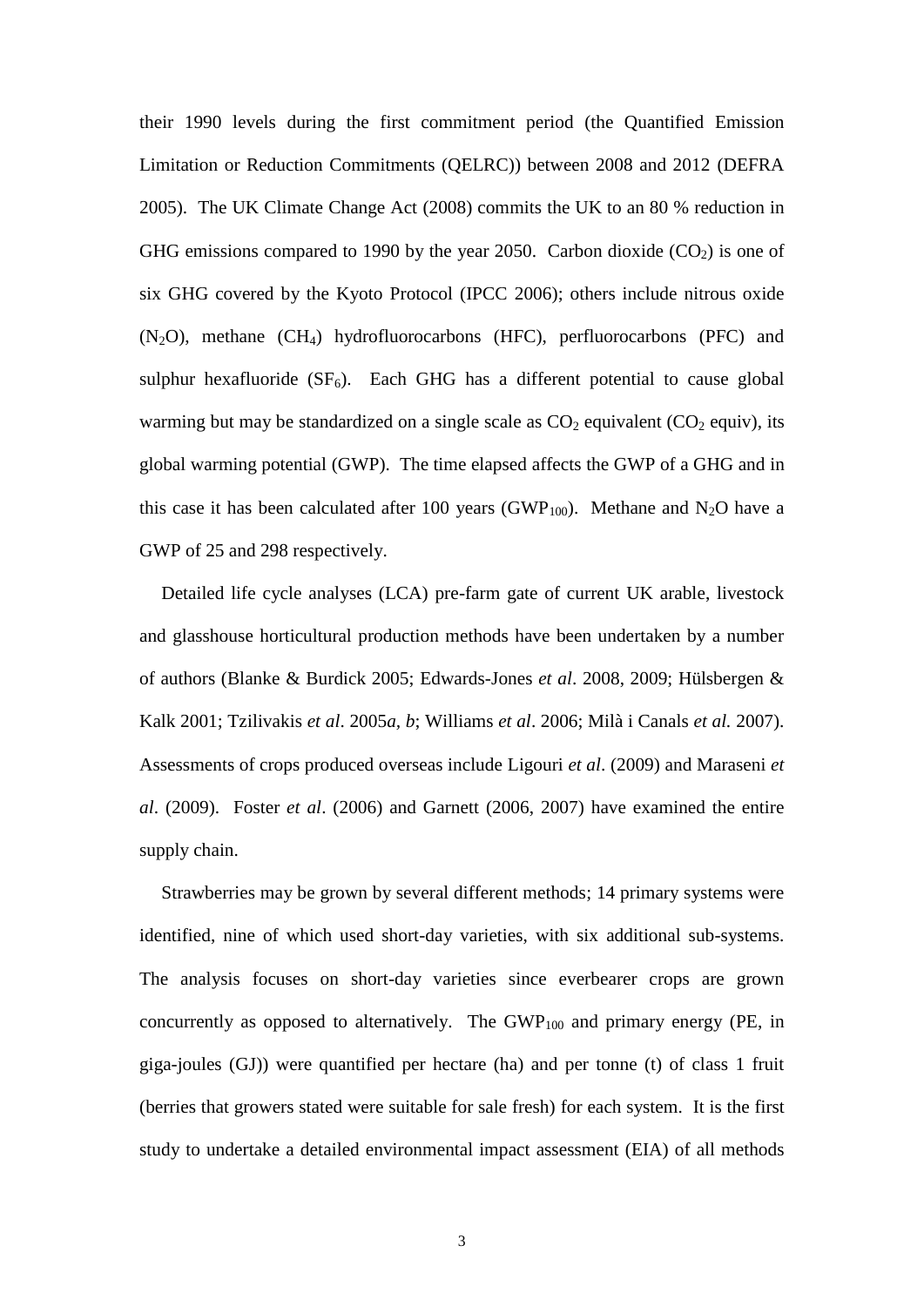their 1990 levels during the first commitment period (the Quantified Emission Limitation or Reduction Commitments (QELRC)) between 2008 and 2012 (DEFRA 2005). The UK Climate Change Act (2008) commits the UK to an 80 % reduction in GHG emissions compared to 1990 by the year 2050. Carbon dioxide ($CO_2$) is one of six GHG covered by the Kyoto Protocol (IPCC 2006); others include nitrous oxide ($N_2O$), methane ($CH_4$) hydrofluorocarbons (HFC), perfluorocarbons (PFC) and sulphur hexafluoride ($SF_6$). Each GHG has a different potential to cause global warming but may be standardized on a single scale as $CO_2$ equivalent ($CO_2$ equiv), its global warming potential (GWP). The time elapsed affects the GWP of a GHG and in this case it has been calculated after 100 years ($GWP_{100}$). Methane and $N_2O$ have a GWP of 25 and 298 respectively.

Detailed life cycle analyses (LCA) pre-farm gate of current UK arable, livestock and glasshouse horticultural production methods have been undertaken by a number of authors (Blanke & Burdick 2005; Edwards-Jones *et al*. 2008, 2009; Hülsbergen & Kalk 2001; Tzilivakis *et al*. 2005*a*, *b*; Williams *et al*. 2006; Milà i Canals *et al.* 2007). Assessments of crops produced overseas include Ligouri *et al*. (2009) and Maraseni *et al*. (2009). Foster *et al*. (2006) and Garnett (2006, 2007) have examined the entire supply chain.

Strawberries may be grown by several different methods; 14 primary systems were identified, nine of which used short-day varieties, with six additional sub-systems. The analysis focuses on short-day varieties since everbearer crops are grown concurrently as opposed to alternatively. The $GWP_{100}$ and primary energy (PE, in giga-joules (GJ)) were quantified per hectare (ha) and per tonne (t) of class 1 fruit (berries that growers stated were suitable for sale fresh) for each system. It is the first study to undertake a detailed environmental impact assessment (EIA) of all methods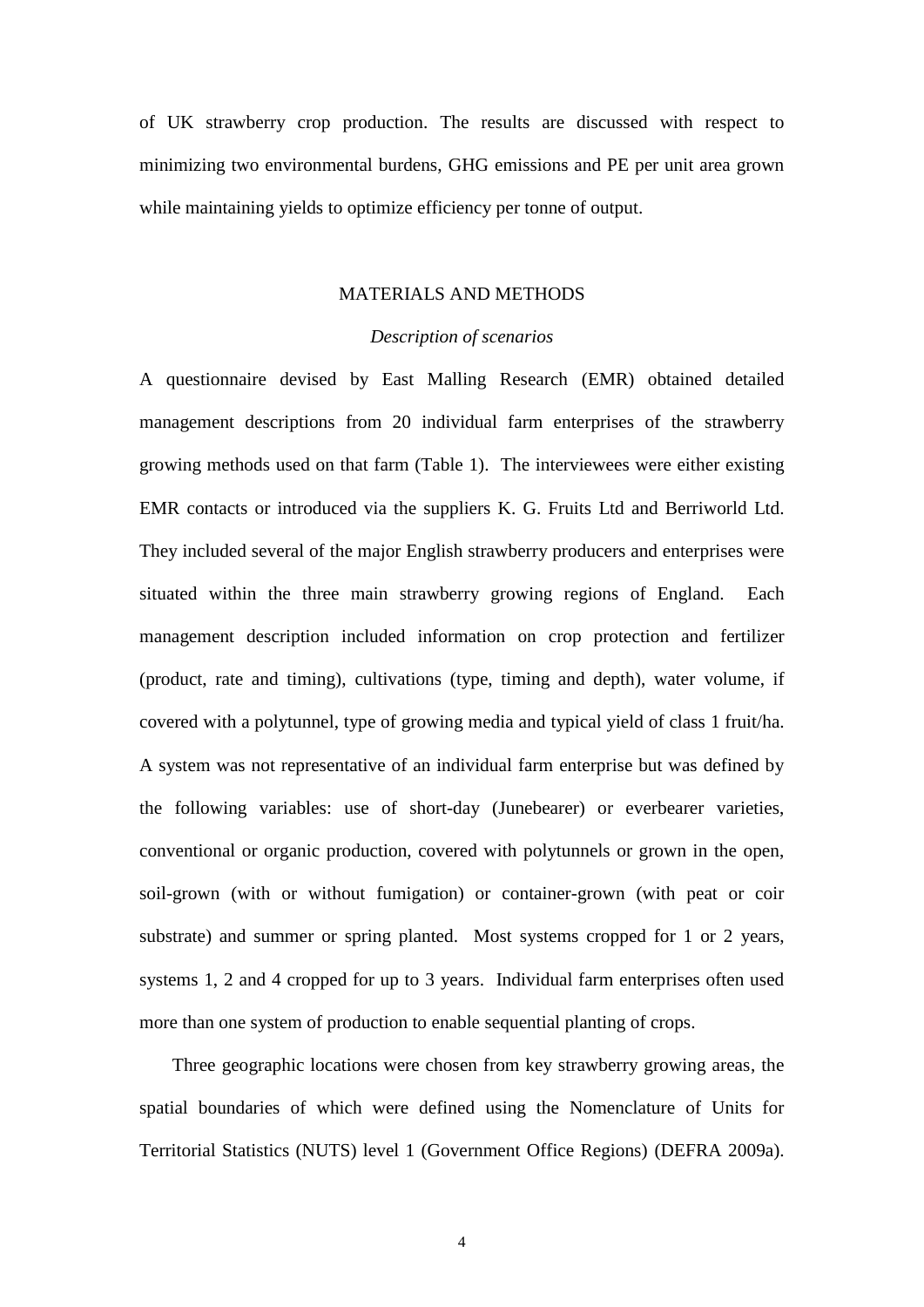of UK strawberry crop production. The results are discussed with respect to minimizing two environmental burdens, GHG emissions and PE per unit area grown while maintaining yields to optimize efficiency per tonne of output.

## MATERIALS AND METHODS

### *Description of scenarios*

A questionnaire devised by East Malling Research (EMR) obtained detailed management descriptions from 20 individual farm enterprises of the strawberry growing methods used on that farm (Table 1). The interviewees were either existing EMR contacts or introduced via the suppliers K. G. Fruits Ltd and Berriworld Ltd. They included several of the major English strawberry producers and enterprises were situated within the three main strawberry growing regions of England. Each management description included information on crop protection and fertilizer (product, rate and timing), cultivations (type, timing and depth), water volume, if covered with a polytunnel, type of growing media and typical yield of class 1 fruit/ha. A system was not representative of an individual farm enterprise but was defined by the following variables: use of short-day (Junebearer) or everbearer varieties, conventional or organic production, covered with polytunnels or grown in the open, soil-grown (with or without fumigation) or container-grown (with peat or coir substrate) and summer or spring planted. Most systems cropped for 1 or 2 years, systems 1, 2 and 4 cropped for up to 3 years. Individual farm enterprises often used more than one system of production to enable sequential planting of crops.

Three geographic locations were chosen from key strawberry growing areas, the spatial boundaries of which were defined using the Nomenclature of Units for Territorial Statistics (NUTS) level 1 (Government Office Regions) (DEFRA 2009a).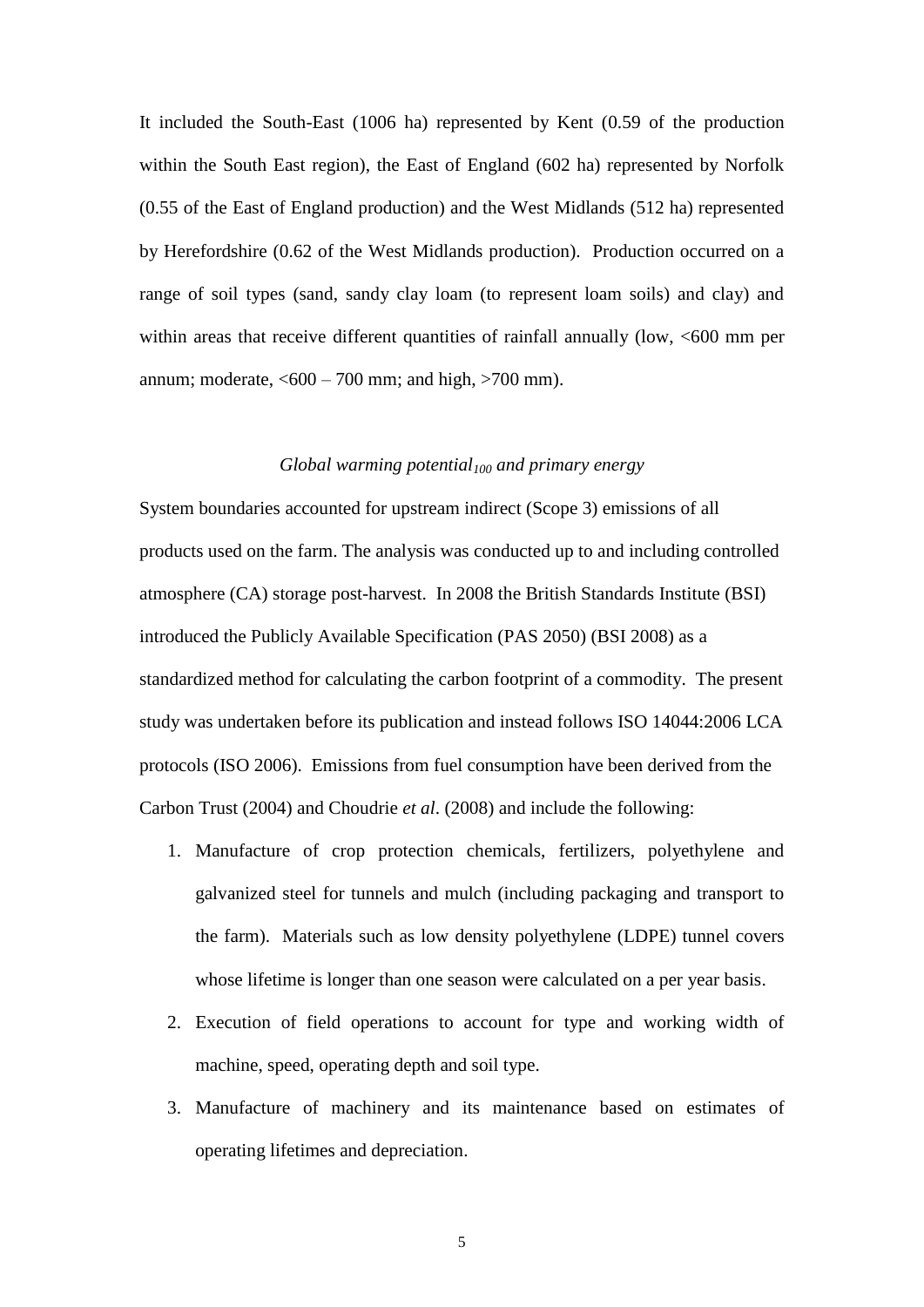It included the South-East (1006 ha) represented by Kent (0.59 of the production within the South East region), the East of England (602 ha) represented by Norfolk (0.55 of the East of England production) and the West Midlands (512 ha) represented by Herefordshire (0.62 of the West Midlands production). Production occurred on a range of soil types (sand, sandy clay loam (to represent loam soils) and clay) and within areas that receive different quantities of rainfall annually (low, <600 mm per annum; moderate, <600 – 700 mm; and high, >700 mm).

### *Global warming potential$_{100}$ and primary energy*

System boundaries accounted for upstream indirect (Scope 3) emissions of all products used on the farm. The analysis was conducted up to and including controlled atmosphere (CA) storage post-harvest. In 2008 the British Standards Institute (BSI) introduced the Publicly Available Specification (PAS 2050) (BSI 2008) as a standardized method for calculating the carbon footprint of a commodity. The present study was undertaken before its publication and instead follows ISO 14044:2006 LCA protocols (ISO 2006). Emissions from fuel consumption have been derived from the Carbon Trust (2004) and Choudrie *et al*. (2008) and include the following:

1. Manufacture of crop protection chemicals, fertilizers, polyethylene and galvanized steel for tunnels and mulch (including packaging and transport to the farm). Materials such as low density polyethylene (LDPE) tunnel covers whose lifetime is longer than one season were calculated on a per year basis.
2. Execution of field operations to account for type and working width of machine, speed, operating depth and soil type.
3. Manufacture of machinery and its maintenance based on estimates of operating lifetimes and depreciation.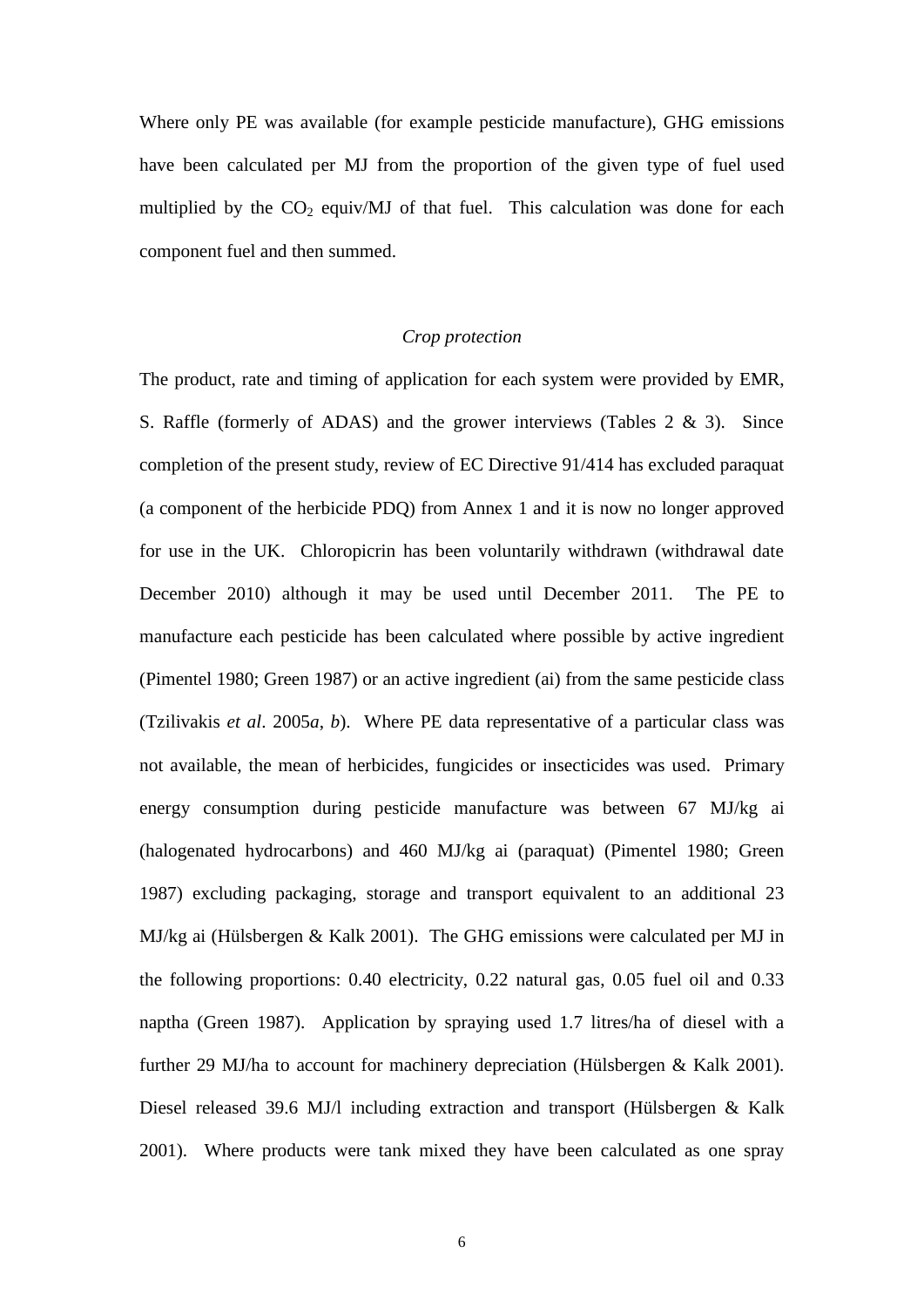Where only PE was available (for example pesticide manufacture), GHG emissions have been calculated per MJ from the proportion of the given type of fuel used multiplied by the $CO_2$ equiv/MJ of that fuel. This calculation was done for each component fuel and then summed.

### *Crop protection*

The product, rate and timing of application for each system were provided by EMR, S. Raffle (formerly of ADAS) and the grower interviews (Tables 2 & 3). Since completion of the present study, review of EC Directive 91/414 has excluded paraquat (a component of the herbicide PDQ) from Annex 1 and it is now no longer approved for use in the UK. Chloropicrin has been voluntarily withdrawn (withdrawal date December 2010) although it may be used until December 2011. The PE to manufacture each pesticide has been calculated where possible by active ingredient (Pimentel 1980; Green 1987) or an active ingredient (ai) from the same pesticide class (Tzilivakis *et al*. 2005*a*, *b*). Where PE data representative of a particular class was not available, the mean of herbicides, fungicides or insecticides was used. Primary energy consumption during pesticide manufacture was between 67 MJ/kg ai (halogenated hydrocarbons) and 460 MJ/kg ai (paraquat) (Pimentel 1980; Green 1987) excluding packaging, storage and transport equivalent to an additional 23 MJ/kg ai (Hülsbergen & Kalk 2001). The GHG emissions were calculated per MJ in the following proportions: 0.40 electricity, 0.22 natural gas, 0.05 fuel oil and 0.33 naptha (Green 1987). Application by spraying used 1.7 litres/ha of diesel with a further 29 MJ/ha to account for machinery depreciation (Hülsbergen & Kalk 2001). Diesel released 39.6 MJ/l including extraction and transport (Hülsbergen & Kalk 2001). Where products were tank mixed they have been calculated as one spray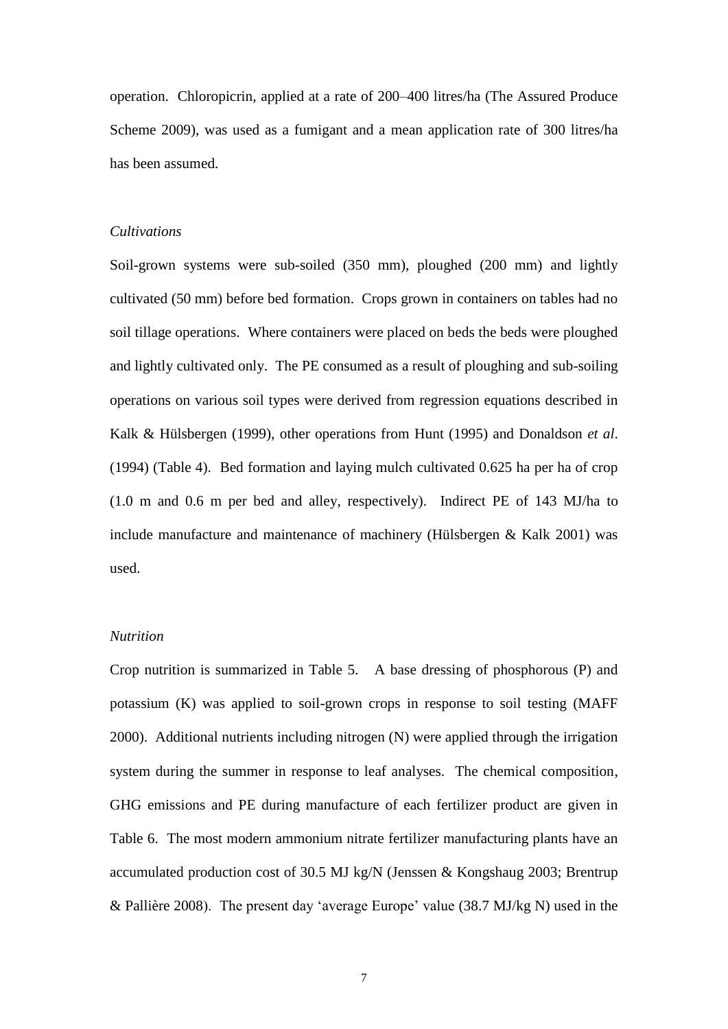operation. Chloropicrin, applied at a rate of 200–400 litres/ha (The Assured Produce Scheme 2009), was used as a fumigant and a mean application rate of 300 litres/ha has been assumed.

*Cultivations*

Soil-grown systems were sub-soiled (350 mm), ploughed (200 mm) and lightly cultivated (50 mm) before bed formation. Crops grown in containers on tables had no soil tillage operations. Where containers were placed on beds the beds were ploughed and lightly cultivated only. The PE consumed as a result of ploughing and sub-soiling operations on various soil types were derived from regression equations described in Kalk & Hülsbergen (1999), other operations from Hunt (1995) and Donaldson *et al*. (1994) (Table 4). Bed formation and laying mulch cultivated 0.625 ha per ha of crop (1.0 m and 0.6 m per bed and alley, respectively). Indirect PE of 143 MJ/ha to include manufacture and maintenance of machinery (Hülsbergen & Kalk 2001) was used.

*Nutrition*

Crop nutrition is summarized in Table 5. A base dressing of phosphorous (P) and potassium (K) was applied to soil-grown crops in response to soil testing (MAFF 2000). Additional nutrients including nitrogen (N) were applied through the irrigation system during the summer in response to leaf analyses. The chemical composition, GHG emissions and PE during manufacture of each fertilizer product are given in Table 6. The most modern ammonium nitrate fertilizer manufacturing plants have an accumulated production cost of 30.5 MJ kg/N (Jenssen & Kongshaug 2003; Brentrup & Pallière 2008). The present day 'average Europe' value (38.7 MJ/kg N) used in the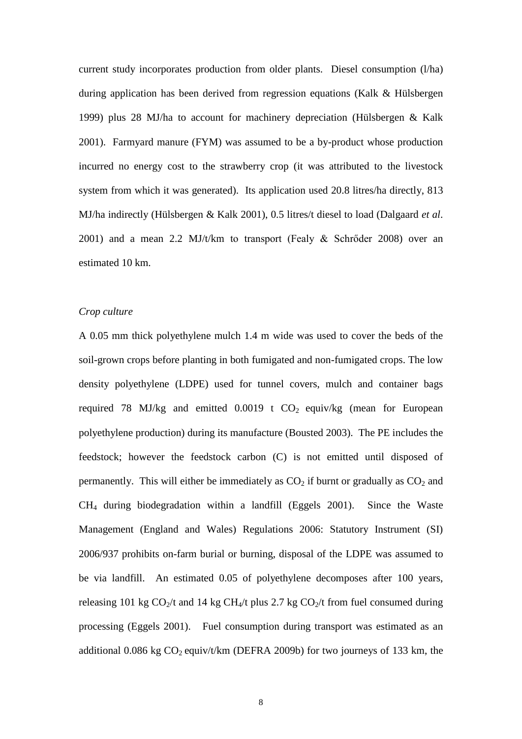current study incorporates production from older plants. Diesel consumption (l/ha) during application has been derived from regression equations (Kalk & Hülsbergen 1999) plus 28 MJ/ha to account for machinery depreciation (Hülsbergen & Kalk 2001). Farmyard manure (FYM) was assumed to be a by-product whose production incurred no energy cost to the strawberry crop (it was attributed to the livestock system from which it was generated). Its application used 20.8 litres/ha directly, 813 MJ/ha indirectly (Hülsbergen & Kalk 2001), 0.5 litres/t diesel to load (Dalgaard *et al*. 2001) and a mean 2.2 MJ/t/km to transport (Fealy & Schrőder 2008) over an estimated 10 km.

*Crop culture*

A 0.05 mm thick polyethylene mulch 1.4 m wide was used to cover the beds of the soil-grown crops before planting in both fumigated and non-fumigated crops. The low density polyethylene (LDPE) used for tunnel covers, mulch and container bags required 78 MJ/kg and emitted 0.0019 t $CO_2$ equiv/kg (mean for European polyethylene production) during its manufacture (Bousted 2003). The PE includes the feedstock; however the feedstock carbon (C) is not emitted until disposed of permanently. This will either be immediately as $CO_2$ if burnt or gradually as $CO_2$ and $CH_4$ during biodegradation within a landfill (Eggels 2001). Since the Waste Management (England and Wales) Regulations 2006: Statutory Instrument (SI) 2006/937 prohibits on-farm burial or burning, disposal of the LDPE was assumed to be via landfill. An estimated 0.05 of polyethylene decomposes after 100 years, releasing 101 kg $CO_2$/t and 14 kg $CH_4$/t plus 2.7 kg $CO_2$/t from fuel consumed during processing (Eggels 2001). Fuel consumption during transport was estimated as an additional 0.086 kg $CO_2$ equiv/t/km (DEFRA 2009b) for two journeys of 133 km, the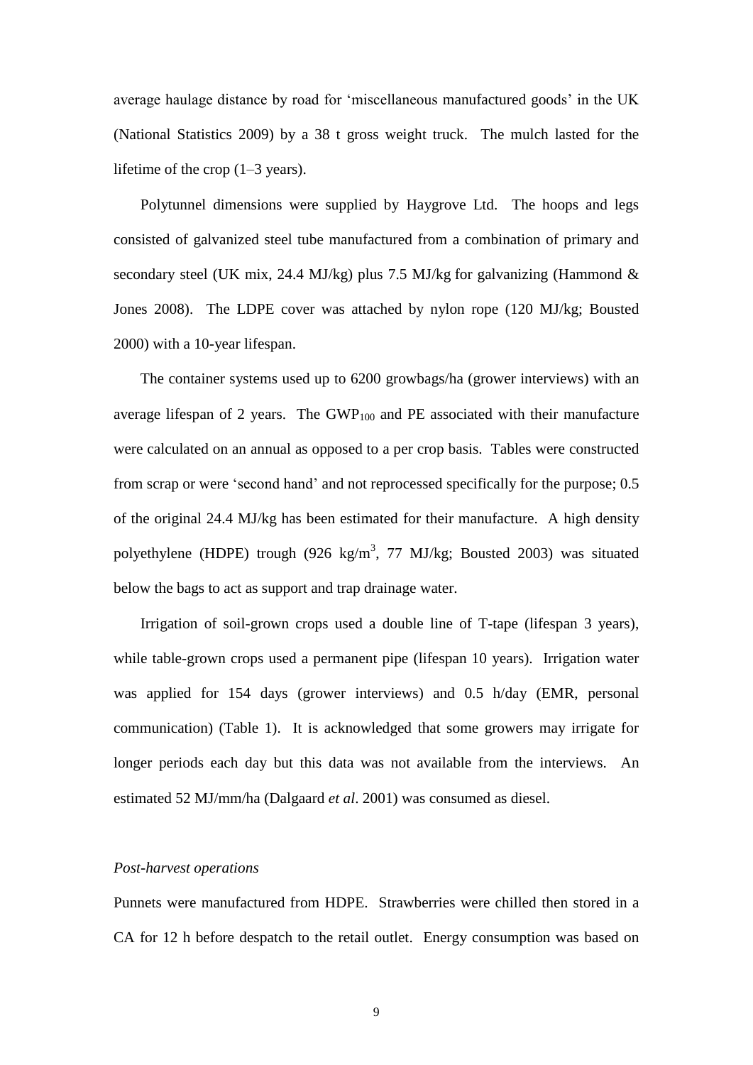average haulage distance by road for 'miscellaneous manufactured goods' in the UK (National Statistics 2009) by a 38 t gross weight truck. The mulch lasted for the lifetime of the crop (1–3 years).

Polytunnel dimensions were supplied by Haygrove Ltd. The hoops and legs consisted of galvanized steel tube manufactured from a combination of primary and secondary steel (UK mix, 24.4 MJ/kg) plus 7.5 MJ/kg for galvanizing (Hammond & Jones 2008). The LDPE cover was attached by nylon rope (120 MJ/kg; Bousted 2000) with a 10-year lifespan.

The container systems used up to 6200 growbags/ha (grower interviews) with an average lifespan of 2 years. The $GWP_{100}$ and PE associated with their manufacture were calculated on an annual as opposed to a per crop basis. Tables were constructed from scrap or were 'second hand' and not reprocessed specifically for the purpose; 0.5 of the original 24.4 MJ/kg has been estimated for their manufacture. A high density polyethylene (HDPE) trough (926 kg/m$^3$, 77 MJ/kg; Bousted 2003) was situated below the bags to act as support and trap drainage water.

Irrigation of soil-grown crops used a double line of T-tape (lifespan 3 years), while table-grown crops used a permanent pipe (lifespan 10 years). Irrigation water was applied for 154 days (grower interviews) and 0.5 h/day (EMR, personal communication) (Table 1). It is acknowledged that some growers may irrigate for longer periods each day but this data was not available from the interviews. An estimated 52 MJ/mm/ha (Dalgaard *et al*. 2001) was consumed as diesel.

*Post-harvest operations*

Punnets were manufactured from HDPE. Strawberries were chilled then stored in a CA for 12 h before despatch to the retail outlet. Energy consumption was based on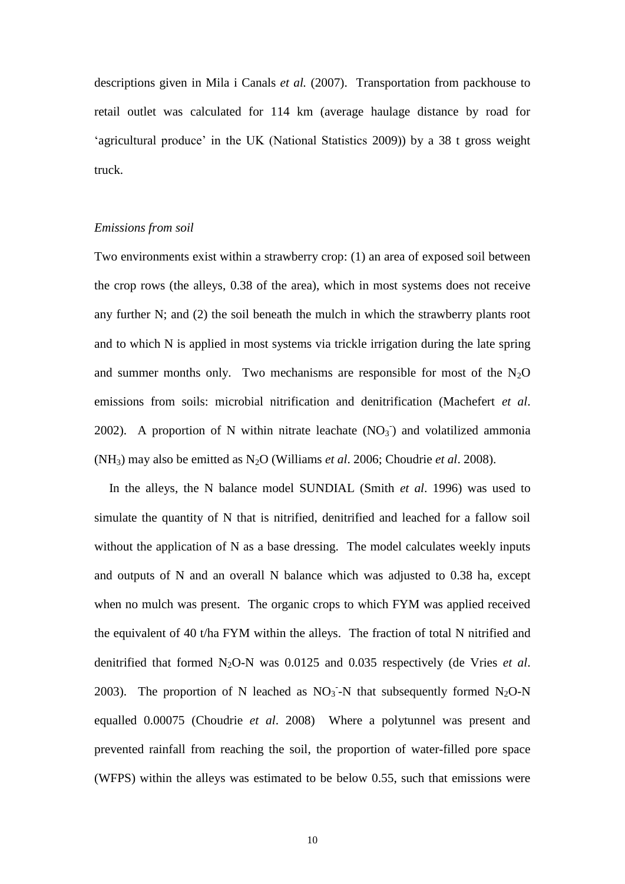descriptions given in Mila i Canals *et al.* (2007). Transportation from packhouse to retail outlet was calculated for 114 km (average haulage distance by road for 'agricultural produce' in the UK (National Statistics 2009)) by a 38 t gross weight truck.

*Emissions from soil*

Two environments exist within a strawberry crop: (1) an area of exposed soil between the crop rows (the alleys, 0.38 of the area), which in most systems does not receive any further N; and (2) the soil beneath the mulch in which the strawberry plants root and to which N is applied in most systems via trickle irrigation during the late spring and summer months only. Two mechanisms are responsible for most of the $N_2O$ emissions from soils: microbial nitrification and denitrification (Machefert *et al*. 2002). A proportion of N within nitrate leachate ($NO_3^-$) and volatilized ammonia ($NH_3$) may also be emitted as $N_2O$ (Williams *et al*. 2006; Choudrie *et al*. 2008).

In the alleys, the N balance model SUNDIAL (Smith *et al*. 1996) was used to simulate the quantity of N that is nitrified, denitrified and leached for a fallow soil without the application of N as a base dressing. The model calculates weekly inputs and outputs of N and an overall N balance which was adjusted to 0.38 ha, except when no mulch was present. The organic crops to which FYM was applied received the equivalent of 40 t/ha FYM within the alleys. The fraction of total N nitrified and denitrified that formed $N_2O$-N was 0.0125 and 0.035 respectively (de Vries *et al*. 2003). The proportion of N leached as $NO_3^-$-N that subsequently formed $N_2O$-N equalled 0.00075 (Choudrie *et al*. 2008) Where a polytunnel was present and prevented rainfall from reaching the soil, the proportion of water-filled pore space (WFPS) within the alleys was estimated to be below 0.55, such that emissions were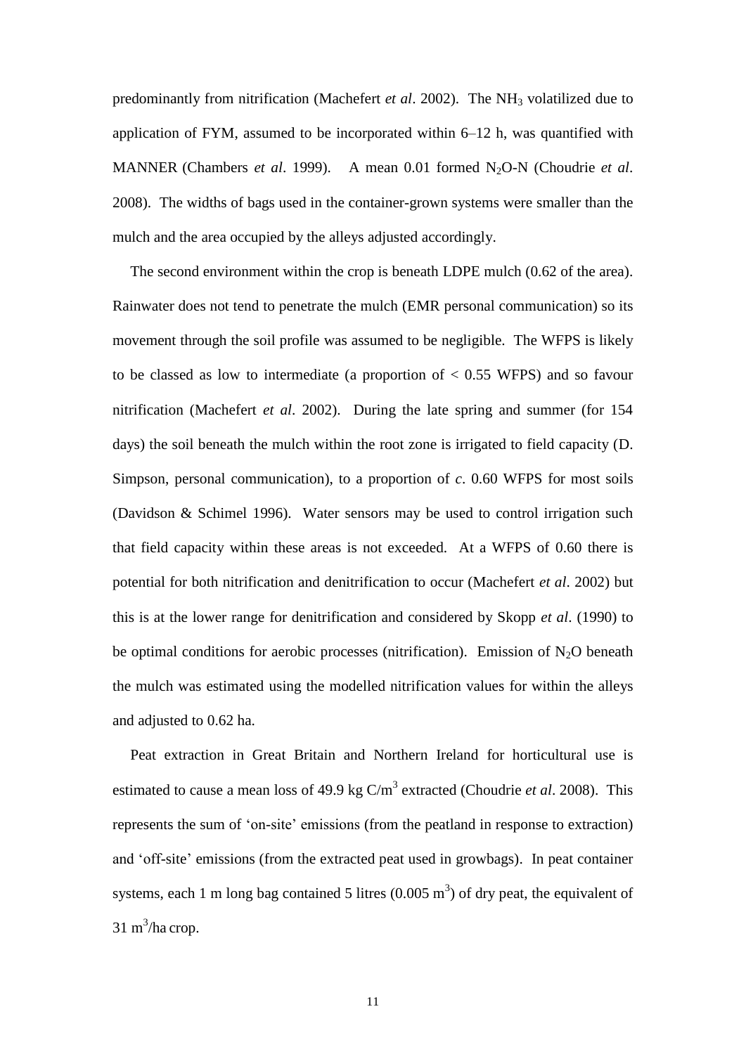predominantly from nitrification (Machefert *et al*. 2002). The $NH_3$ volatilized due to application of FYM, assumed to be incorporated within 6–12 h, was quantified with MANNER (Chambers *et al*. 1999). A mean 0.01 formed $N_2O$-N (Choudrie *et al*. 2008). The widths of bags used in the container-grown systems were smaller than the mulch and the area occupied by the alleys adjusted accordingly.

The second environment within the crop is beneath LDPE mulch (0.62 of the area). Rainwater does not tend to penetrate the mulch (EMR personal communication) so its movement through the soil profile was assumed to be negligible. The WFPS is likely to be classed as low to intermediate (a proportion of < 0.55 WFPS) and so favour nitrification (Machefert *et al*. 2002). During the late spring and summer (for 154 days) the soil beneath the mulch within the root zone is irrigated to field capacity (D. Simpson, personal communication), to a proportion of *c*. 0.60 WFPS for most soils (Davidson & Schimel 1996). Water sensors may be used to control irrigation such that field capacity within these areas is not exceeded. At a WFPS of 0.60 there is potential for both nitrification and denitrification to occur (Machefert *et al*. 2002) but this is at the lower range for denitrification and considered by Skopp *et al*. (1990) to be optimal conditions for aerobic processes (nitrification). Emission of $N_2O$ beneath the mulch was estimated using the modelled nitrification values for within the alleys and adjusted to 0.62 ha.

Peat extraction in Great Britain and Northern Ireland for horticultural use is estimated to cause a mean loss of 49.9 kg C/m$^3$ extracted (Choudrie *et al*. 2008). This represents the sum of 'on-site' emissions (from the peatland in response to extraction) and 'off-site' emissions (from the extracted peat used in growbags). In peat container systems, each 1 m long bag contained 5 litres (0.005 m$^3$) of dry peat, the equivalent of 31 m$^3$/ha crop.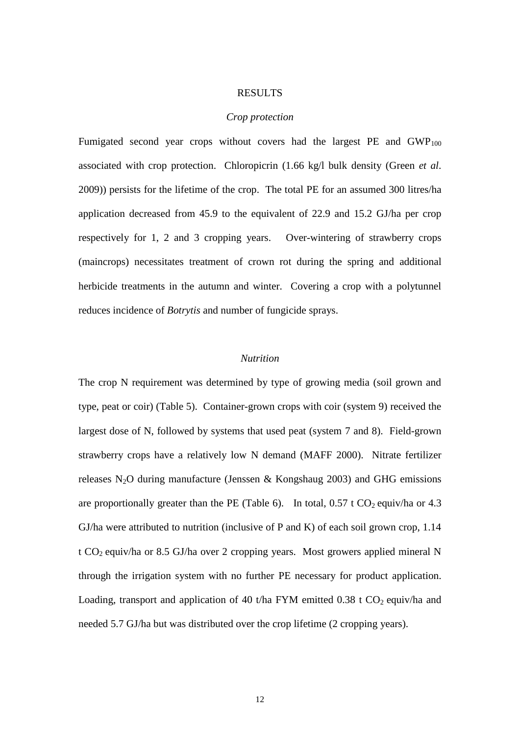## RESULTS

### *Crop protection*

Fumigated second year crops without covers had the largest PE and $GWP_{100}$ associated with crop protection. Chloropicrin (1.66 kg/l bulk density (Green *et al*. 2009)) persists for the lifetime of the crop. The total PE for an assumed 300 litres/ha application decreased from 45.9 to the equivalent of 22.9 and 15.2 GJ/ha per crop respectively for 1, 2 and 3 cropping years. Over-wintering of strawberry crops (maincrops) necessitates treatment of crown rot during the spring and additional herbicide treatments in the autumn and winter. Covering a crop with a polytunnel reduces incidence of *Botrytis* and number of fungicide sprays.

### *Nutrition*

The crop N requirement was determined by type of growing media (soil grown and type, peat or coir) (Table 5). Container-grown crops with coir (system 9) received the largest dose of N, followed by systems that used peat (system 7 and 8). Field-grown strawberry crops have a relatively low N demand (MAFF 2000). Nitrate fertilizer releases $N_2O$ during manufacture (Jenssen & Kongshaug 2003) and GHG emissions are proportionally greater than the PE (Table 6). In total, 0.57 t $CO_2$ equiv/ha or 4.3 GJ/ha were attributed to nutrition (inclusive of P and K) of each soil grown crop, 1.14 t $CO_2$ equiv/ha or 8.5 GJ/ha over 2 cropping years. Most growers applied mineral N through the irrigation system with no further PE necessary for product application. Loading, transport and application of 40 t/ha FYM emitted 0.38 t $CO_2$ equiv/ha and needed 5.7 GJ/ha but was distributed over the crop lifetime (2 cropping years).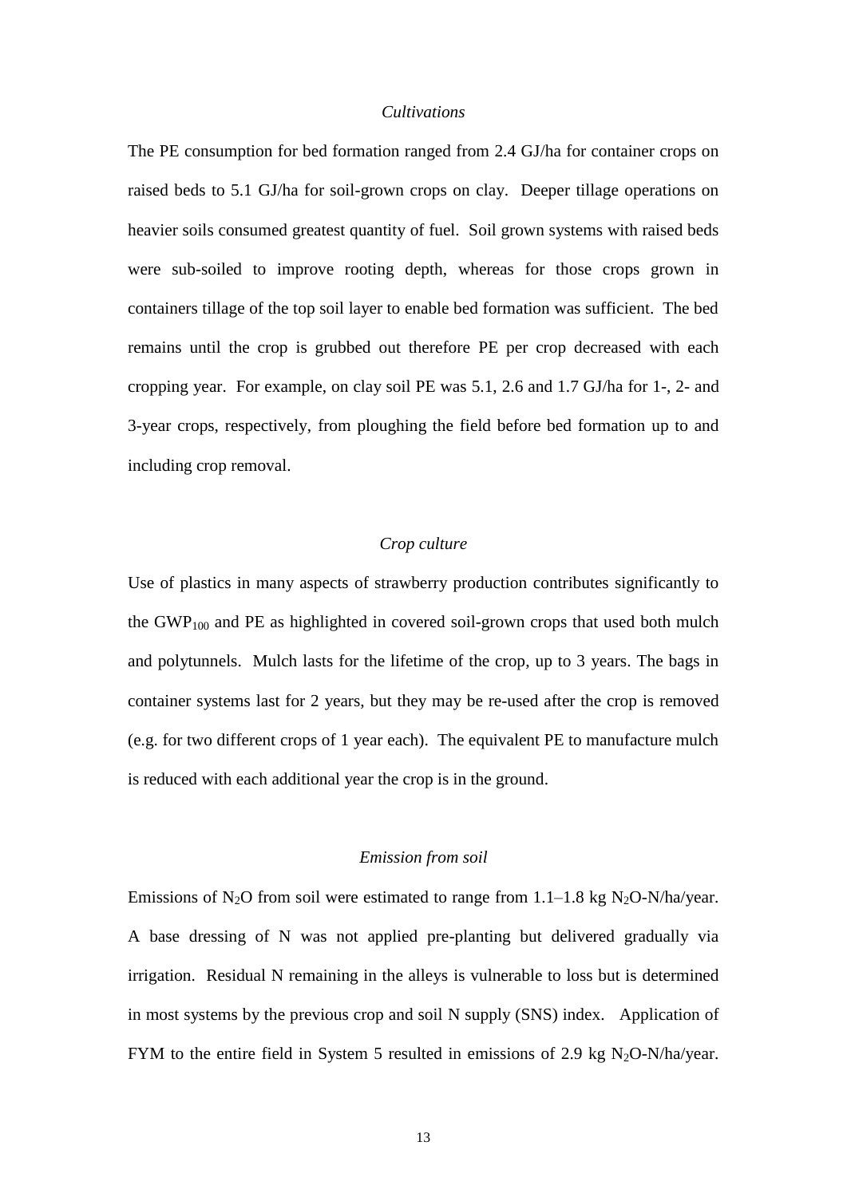*Cultivations*

The PE consumption for bed formation ranged from 2.4 GJ/ha for container crops on raised beds to 5.1 GJ/ha for soil-grown crops on clay. Deeper tillage operations on heavier soils consumed greatest quantity of fuel. Soil grown systems with raised beds were sub-soiled to improve rooting depth, whereas for those crops grown in containers tillage of the top soil layer to enable bed formation was sufficient. The bed remains until the crop is grubbed out therefore PE per crop decreased with each cropping year. For example, on clay soil PE was 5.1, 2.6 and 1.7 GJ/ha for 1-, 2- and 3-year crops, respectively, from ploughing the field before bed formation up to and including crop removal.

*Crop culture*

Use of plastics in many aspects of strawberry production contributes significantly to the $GWP_{100}$ and PE as highlighted in covered soil-grown crops that used both mulch and polytunnels. Mulch lasts for the lifetime of the crop, up to 3 years. The bags in container systems last for 2 years, but they may be re-used after the crop is removed (e.g. for two different crops of 1 year each). The equivalent PE to manufacture mulch is reduced with each additional year the crop is in the ground.

*Emission from soil*

Emissions of $N_2O$ from soil were estimated to range from 1.1–1.8 kg $N_2O$-N/ha/year. A base dressing of N was not applied pre-planting but delivered gradually via irrigation. Residual N remaining in the alleys is vulnerable to loss but is determined in most systems by the previous crop and soil N supply (SNS) index. Application of FYM to the entire field in System 5 resulted in emissions of 2.9 kg $N_2O$-N/ha/year.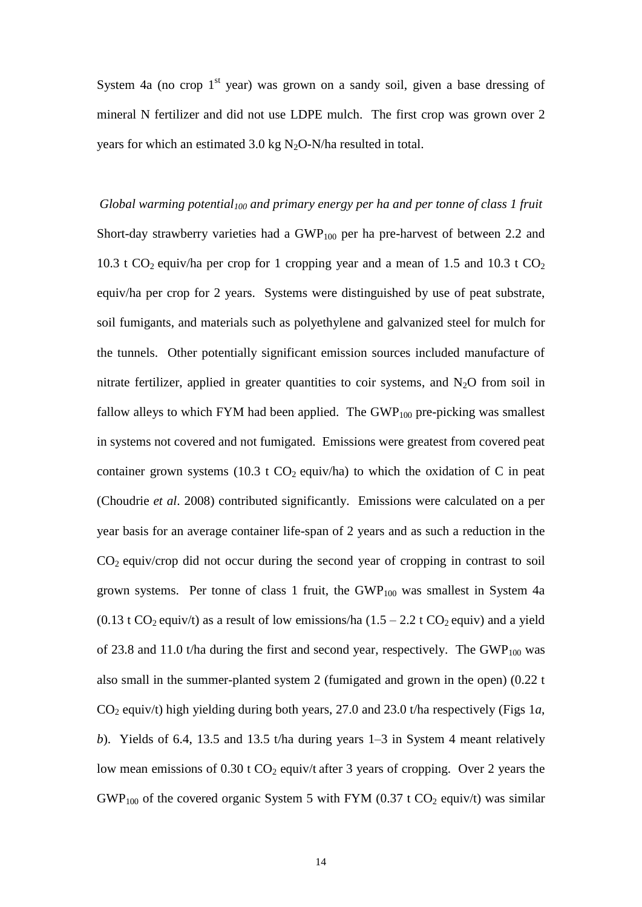System 4a (no crop 1$^{st}$ year) was grown on a sandy soil, given a base dressing of mineral N fertilizer and did not use LDPE mulch. The first crop was grown over 2 years for which an estimated 3.0 kg $N_2O$-N/ha resulted in total.

*Global warming potential$_{100}$ and primary energy per ha and per tonne of class 1 fruit*

Short-day strawberry varieties had a $GWP_{100}$ per ha pre-harvest of between 2.2 and 10.3 t $CO_2$ equiv/ha per crop for 1 cropping year and a mean of 1.5 and 10.3 t $CO_2$ equiv/ha per crop for 2 years. Systems were distinguished by use of peat substrate, soil fumigants, and materials such as polyethylene and galvanized steel for mulch for the tunnels. Other potentially significant emission sources included manufacture of nitrate fertilizer, applied in greater quantities to coir systems, and $N_2O$ from soil in fallow alleys to which FYM had been applied. The $GWP_{100}$ pre-picking was smallest in systems not covered and not fumigated. Emissions were greatest from covered peat container grown systems (10.3 t $CO_2$ equiv/ha) to which the oxidation of C in peat (Choudrie *et al*. 2008) contributed significantly. Emissions were calculated on a per year basis for an average container life-span of 2 years and as such a reduction in the $CO_2$ equiv/crop did not occur during the second year of cropping in contrast to soil grown systems. Per tonne of class 1 fruit, the $GWP_{100}$ was smallest in System 4a (0.13 t $CO_2$ equiv/t) as a result of low emissions/ha (1.5 – 2.2 t $CO_2$ equiv) and a yield of 23.8 and 11.0 t/ha during the first and second year, respectively. The $GWP_{100}$ was also small in the summer-planted system 2 (fumigated and grown in the open) (0.22 t $CO_2$ equiv/t) high yielding during both years, 27.0 and 23.0 t/ha respectively (Figs 1*a*, *b*). Yields of 6.4, 13.5 and 13.5 t/ha during years 1–3 in System 4 meant relatively low mean emissions of 0.30 t $CO_2$ equiv/t after 3 years of cropping. Over 2 years the $GWP_{100}$ of the covered organic System 5 with FYM (0.37 t $CO_2$ equiv/t) was similar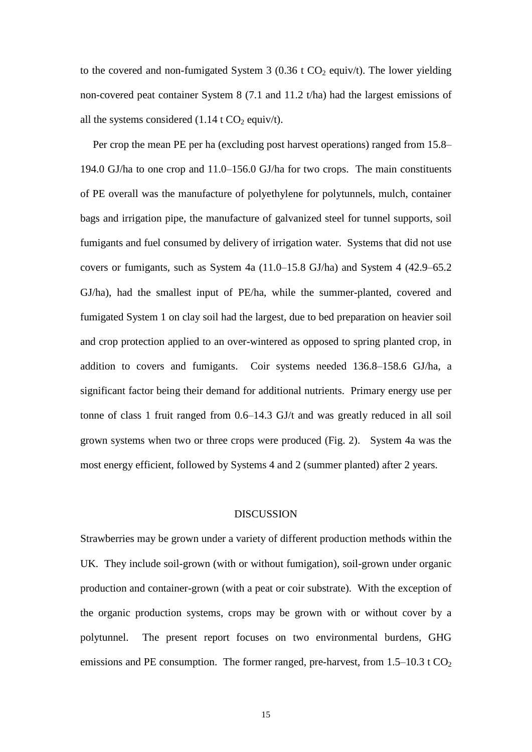to the covered and non-fumigated System 3 (0.36 t $CO_2$ equiv/t). The lower yielding non-covered peat container System 8 (7.1 and 11.2 t/ha) had the largest emissions of all the systems considered (1.14 t $CO_2$ equiv/t).

Per crop the mean PE per ha (excluding post harvest operations) ranged from 15.8–194.0 GJ/ha to one crop and 11.0–156.0 GJ/ha for two crops. The main constituents of PE overall was the manufacture of polyethylene for polytunnels, mulch, container bags and irrigation pipe, the manufacture of galvanized steel for tunnel supports, soil fumigants and fuel consumed by delivery of irrigation water. Systems that did not use covers or fumigants, such as System 4a (11.0–15.8 GJ/ha) and System 4 (42.9–65.2 GJ/ha), had the smallest input of PE/ha, while the summer-planted, covered and fumigated System 1 on clay soil had the largest, due to bed preparation on heavier soil and crop protection applied to an over-wintered as opposed to spring planted crop, in addition to covers and fumigants. Coir systems needed 136.8–158.6 GJ/ha, a significant factor being their demand for additional nutrients. Primary energy use per tonne of class 1 fruit ranged from 0.6–14.3 GJ/t and was greatly reduced in all soil grown systems when two or three crops were produced (Fig. 2). System 4a was the most energy efficient, followed by Systems 4 and 2 (summer planted) after 2 years.

## DISCUSSION

Strawberries may be grown under a variety of different production methods within the UK. They include soil-grown (with or without fumigation), soil-grown under organic production and container-grown (with a peat or coir substrate). With the exception of the organic production systems, crops may be grown with or without cover by a polytunnel. The present report focuses on two environmental burdens, GHG emissions and PE consumption. The former ranged, pre-harvest, from 1.5–10.3 t $CO_2$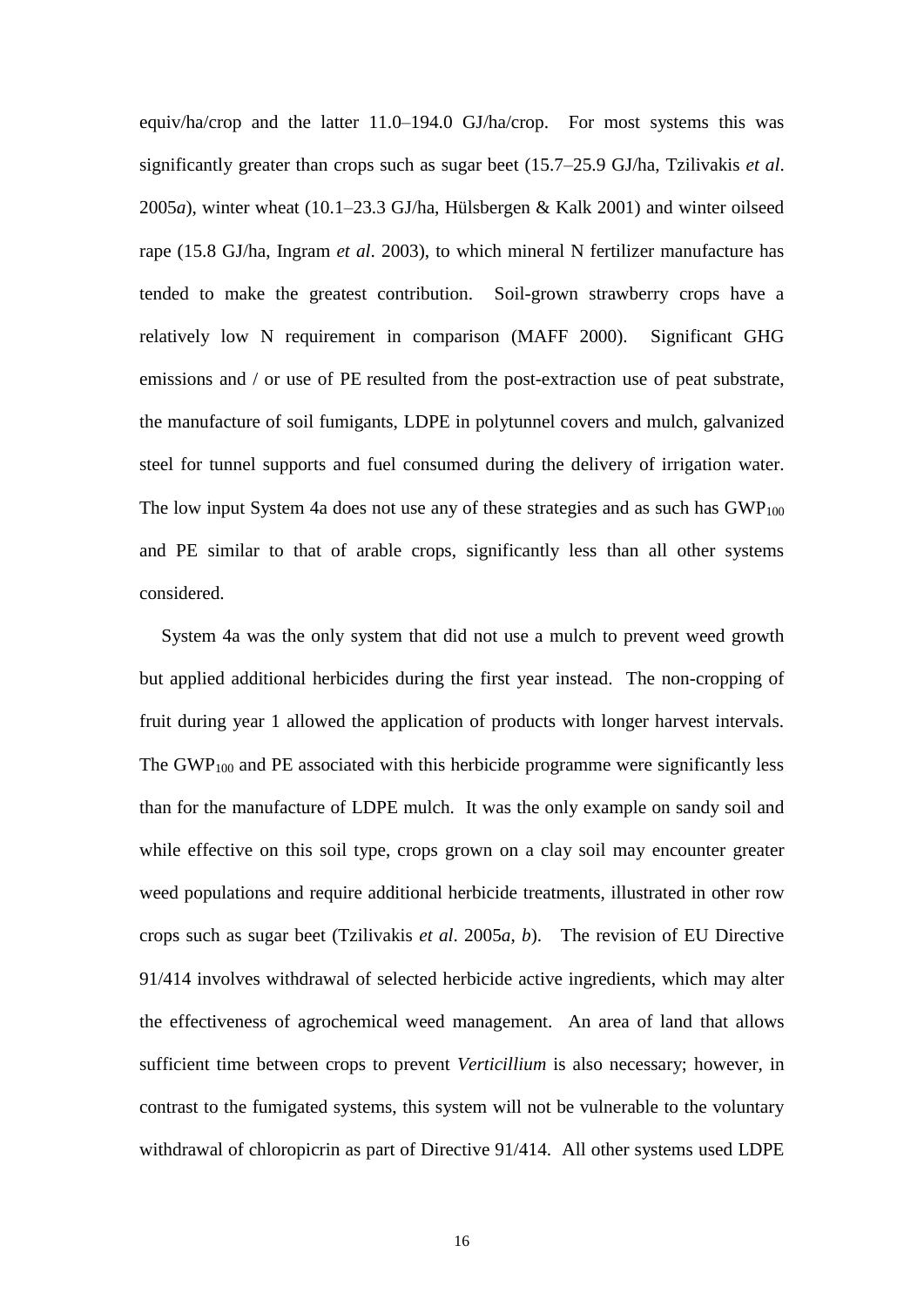equiv/ha/crop and the latter 11.0–194.0 GJ/ha/crop. For most systems this was significantly greater than crops such as sugar beet (15.7–25.9 GJ/ha, Tzilivakis *et al*. 2005*a*), winter wheat (10.1–23.3 GJ/ha, Hülsbergen & Kalk 2001) and winter oilseed rape (15.8 GJ/ha, Ingram *et al*. 2003), to which mineral N fertilizer manufacture has tended to make the greatest contribution. Soil-grown strawberry crops have a relatively low N requirement in comparison (MAFF 2000). Significant GHG emissions and / or use of PE resulted from the post-extraction use of peat substrate, the manufacture of soil fumigants, LDPE in polytunnel covers and mulch, galvanized steel for tunnel supports and fuel consumed during the delivery of irrigation water. The low input System 4a does not use any of these strategies and as such has $GWP_{100}$ and PE similar to that of arable crops, significantly less than all other systems considered.

System 4a was the only system that did not use a mulch to prevent weed growth but applied additional herbicides during the first year instead. The non-cropping of fruit during year 1 allowed the application of products with longer harvest intervals. The $GWP_{100}$ and PE associated with this herbicide programme were significantly less than for the manufacture of LDPE mulch. It was the only example on sandy soil and while effective on this soil type, crops grown on a clay soil may encounter greater weed populations and require additional herbicide treatments, illustrated in other row crops such as sugar beet (Tzilivakis *et al*. 2005*a*, *b*). The revision of EU Directive 91/414 involves withdrawal of selected herbicide active ingredients, which may alter the effectiveness of agrochemical weed management. An area of land that allows sufficient time between crops to prevent *Verticillium* is also necessary; however, in contrast to the fumigated systems, this system will not be vulnerable to the voluntary withdrawal of chloropicrin as part of Directive 91/414. All other systems used LDPE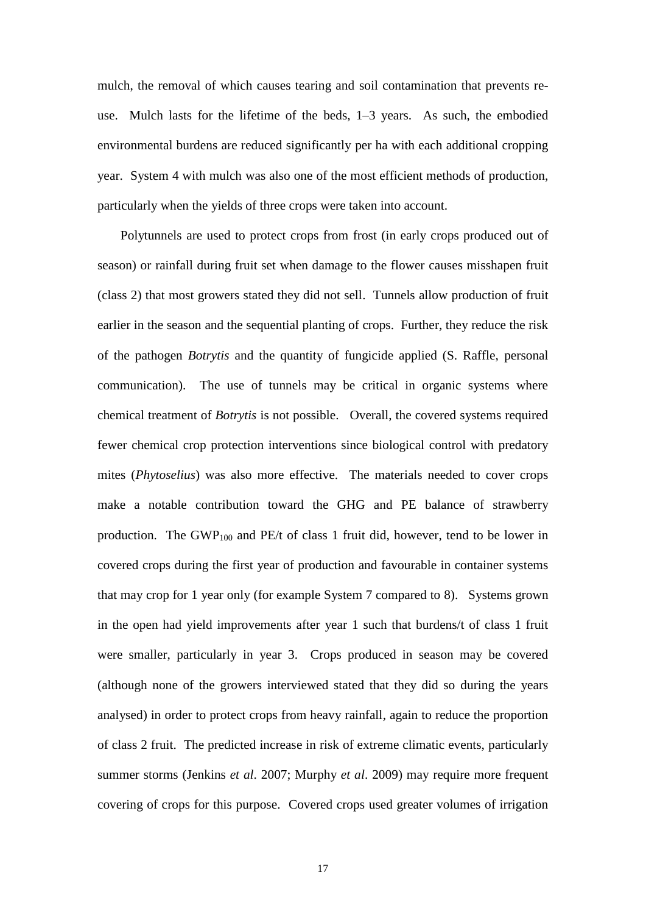mulch, the removal of which causes tearing and soil contamination that prevents re-use. Mulch lasts for the lifetime of the beds, 1–3 years. As such, the embodied environmental burdens are reduced significantly per ha with each additional cropping year. System 4 with mulch was also one of the most efficient methods of production, particularly when the yields of three crops were taken into account.

Polytunnels are used to protect crops from frost (in early crops produced out of season) or rainfall during fruit set when damage to the flower causes misshapen fruit (class 2) that most growers stated they did not sell. Tunnels allow production of fruit earlier in the season and the sequential planting of crops. Further, they reduce the risk of the pathogen *Botrytis* and the quantity of fungicide applied (S. Raffle, personal communication). The use of tunnels may be critical in organic systems where chemical treatment of *Botrytis* is not possible. Overall, the covered systems required fewer chemical crop protection interventions since biological control with predatory mites (*Phytoselius*) was also more effective. The materials needed to cover crops make a notable contribution toward the GHG and PE balance of strawberry production. The $GWP_{100}$ and PE/t of class 1 fruit did, however, tend to be lower in covered crops during the first year of production and favourable in container systems that may crop for 1 year only (for example System 7 compared to 8). Systems grown in the open had yield improvements after year 1 such that burdens/t of class 1 fruit were smaller, particularly in year 3. Crops produced in season may be covered (although none of the growers interviewed stated that they did so during the years analysed) in order to protect crops from heavy rainfall, again to reduce the proportion of class 2 fruit. The predicted increase in risk of extreme climatic events, particularly summer storms (Jenkins *et al*. 2007; Murphy *et al*. 2009) may require more frequent covering of crops for this purpose. Covered crops used greater volumes of irrigation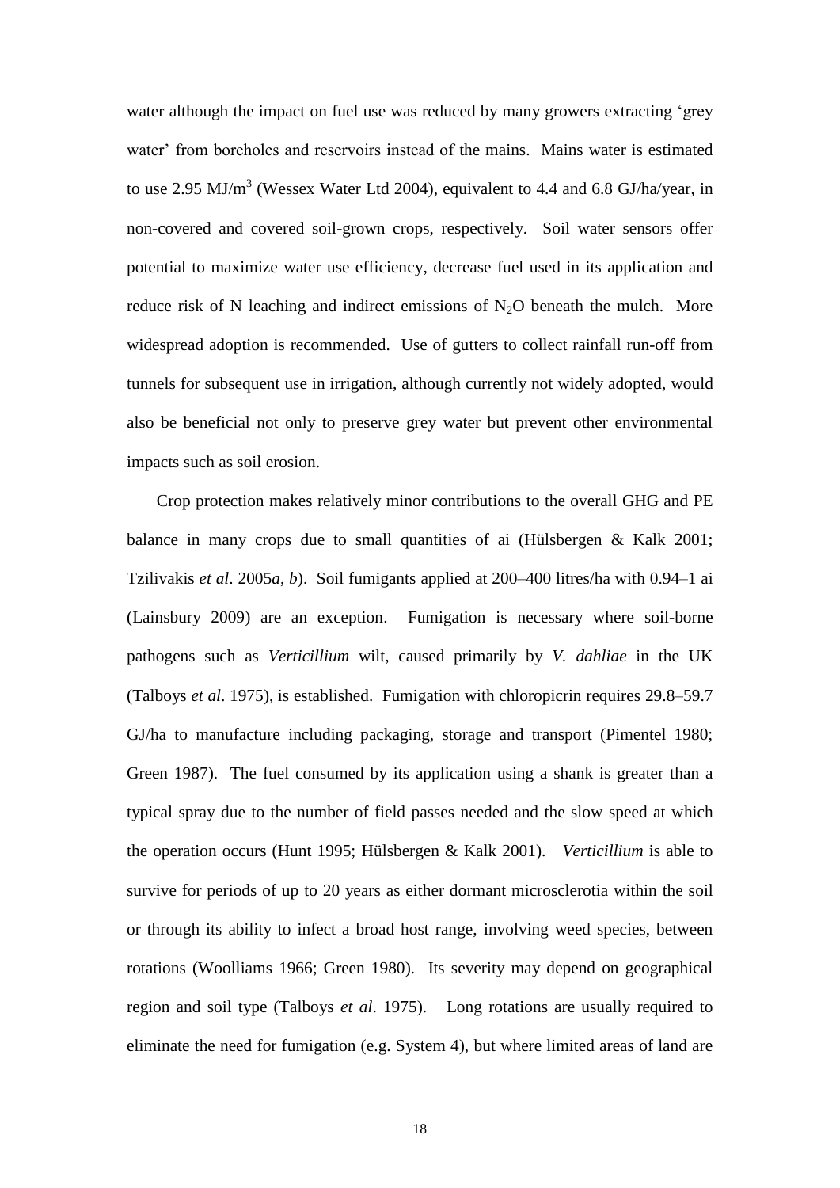water although the impact on fuel use was reduced by many growers extracting 'grey water' from boreholes and reservoirs instead of the mains. Mains water is estimated to use 2.95 MJ/$m^3$ (Wessex Water Ltd 2004), equivalent to 4.4 and 6.8 GJ/ha/year, in non-covered and covered soil-grown crops, respectively. Soil water sensors offer potential to maximize water use efficiency, decrease fuel used in its application and reduce risk of N leaching and indirect emissions of $N_2O$ beneath the mulch. More widespread adoption is recommended. Use of gutters to collect rainfall run-off from tunnels for subsequent use in irrigation, although currently not widely adopted, would also be beneficial not only to preserve grey water but prevent other environmental impacts such as soil erosion.

Crop protection makes relatively minor contributions to the overall GHG and PE balance in many crops due to small quantities of ai (Hülsbergen & Kalk 2001; Tzilivakis *et al*. 2005*a*, *b*). Soil fumigants applied at 200–400 litres/ha with 0.94–1 ai (Lainsbury 2009) are an exception. Fumigation is necessary where soil-borne pathogens such as *Verticillium* wilt, caused primarily by *V. dahliae* in the UK (Talboys *et al*. 1975), is established. Fumigation with chloropicrin requires 29.8–59.7 GJ/ha to manufacture including packaging, storage and transport (Pimentel 1980; Green 1987). The fuel consumed by its application using a shank is greater than a typical spray due to the number of field passes needed and the slow speed at which the operation occurs (Hunt 1995; Hülsbergen & Kalk 2001). *Verticillium* is able to survive for periods of up to 20 years as either dormant microsclerotia within the soil or through its ability to infect a broad host range, involving weed species, between rotations (Woolliams 1966; Green 1980). Its severity may depend on geographical region and soil type (Talboys *et al*. 1975). Long rotations are usually required to eliminate the need for fumigation (e.g. System 4), but where limited areas of land are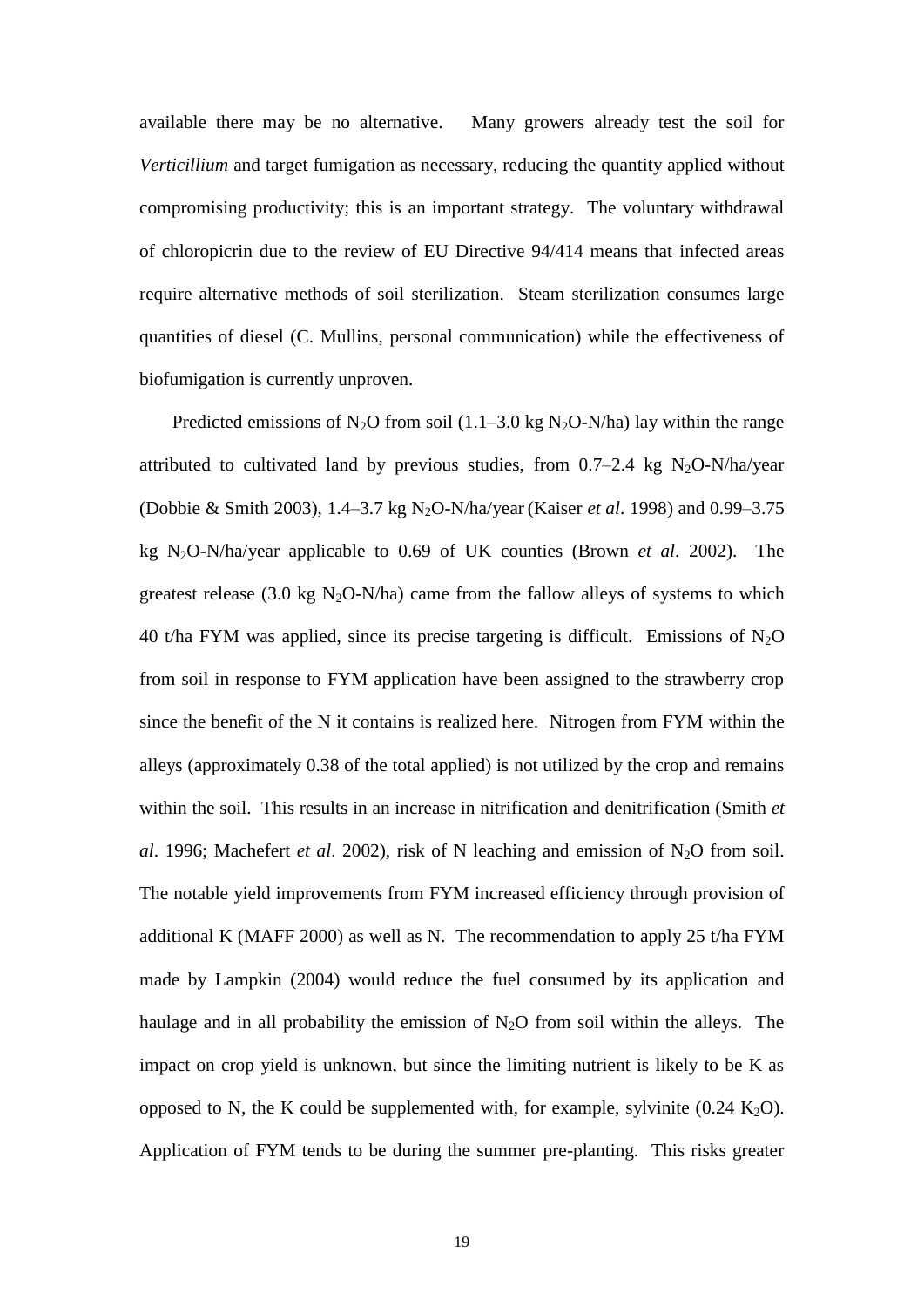available there may be no alternative. Many growers already test the soil for *Verticillium* and target fumigation as necessary, reducing the quantity applied without compromising productivity; this is an important strategy. The voluntary withdrawal of chloropicrin due to the review of EU Directive 94/414 means that infected areas require alternative methods of soil sterilization. Steam sterilization consumes large quantities of diesel (C. Mullins, personal communication) while the effectiveness of biofumigation is currently unproven.

Predicted emissions of $N_2O$ from soil (1.1–3.0 kg $N_2O$-N/ha) lay within the range attributed to cultivated land by previous studies, from 0.7–2.4 kg $N_2O$-N/ha/year (Dobbie & Smith 2003), 1.4–3.7 kg $N_2O$-N/ha/year (Kaiser *et al*. 1998) and 0.99–3.75 kg $N_2O$-N/ha/year applicable to 0.69 of UK counties (Brown *et al*. 2002). The greatest release (3.0 kg $N_2O$-N/ha) came from the fallow alleys of systems to which 40 t/ha FYM was applied, since its precise targeting is difficult. Emissions of $N_2O$ from soil in response to FYM application have been assigned to the strawberry crop since the benefit of the N it contains is realized here. Nitrogen from FYM within the alleys (approximately 0.38 of the total applied) is not utilized by the crop and remains within the soil. This results in an increase in nitrification and denitrification (Smith *et al*. 1996; Machefert *et al*. 2002), risk of N leaching and emission of $N_2O$ from soil. The notable yield improvements from FYM increased efficiency through provision of additional K (MAFF 2000) as well as N. The recommendation to apply 25 t/ha FYM made by Lampkin (2004) would reduce the fuel consumed by its application and haulage and in all probability the emission of $N_2O$ from soil within the alleys. The impact on crop yield is unknown, but since the limiting nutrient is likely to be K as opposed to N, the K could be supplemented with, for example, sylvinite (0.24 $K_2O$). Application of FYM tends to be during the summer pre-planting. This risks greater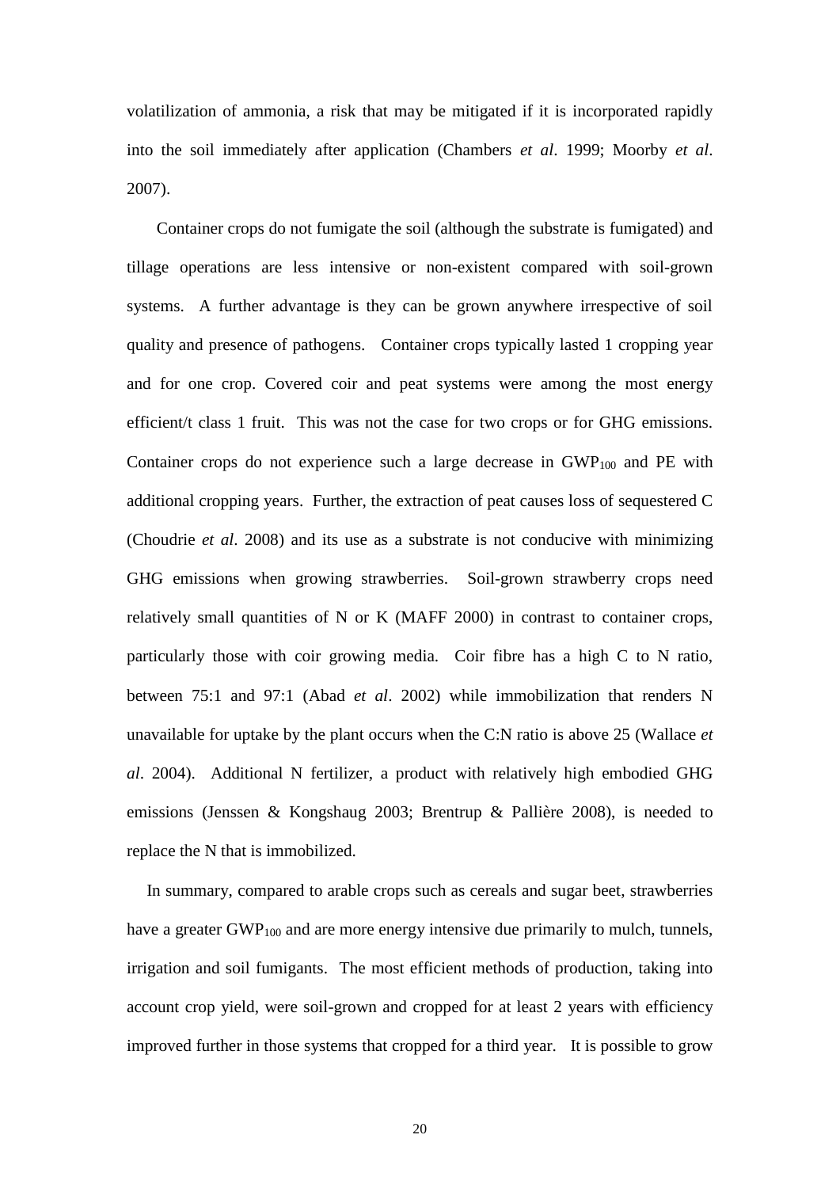volatilization of ammonia, a risk that may be mitigated if it is incorporated rapidly into the soil immediately after application (Chambers *et al*. 1999; Moorby *et al*. 2007).

Container crops do not fumigate the soil (although the substrate is fumigated) and tillage operations are less intensive or non-existent compared with soil-grown systems. A further advantage is they can be grown anywhere irrespective of soil quality and presence of pathogens. Container crops typically lasted 1 cropping year and for one crop. Covered coir and peat systems were among the most energy efficient/t class 1 fruit. This was not the case for two crops or for GHG emissions. Container crops do not experience such a large decrease in $GWP_{100}$ and PE with additional cropping years. Further, the extraction of peat causes loss of sequestered C (Choudrie *et al*. 2008) and its use as a substrate is not conducive with minimizing GHG emissions when growing strawberries. Soil-grown strawberry crops need relatively small quantities of N or K (MAFF 2000) in contrast to container crops, particularly those with coir growing media. Coir fibre has a high C to N ratio, between 75:1 and 97:1 (Abad *et al*. 2002) while immobilization that renders N unavailable for uptake by the plant occurs when the C:N ratio is above 25 (Wallace *et al*. 2004). Additional N fertilizer, a product with relatively high embodied GHG emissions (Jenssen & Kongshaug 2003; Brentrup & Pallière 2008), is needed to replace the N that is immobilized.

In summary, compared to arable crops such as cereals and sugar beet, strawberries have a greater $GWP_{100}$ and are more energy intensive due primarily to mulch, tunnels, irrigation and soil fumigants. The most efficient methods of production, taking into account crop yield, were soil-grown and cropped for at least 2 years with efficiency improved further in those systems that cropped for a third year. It is possible to grow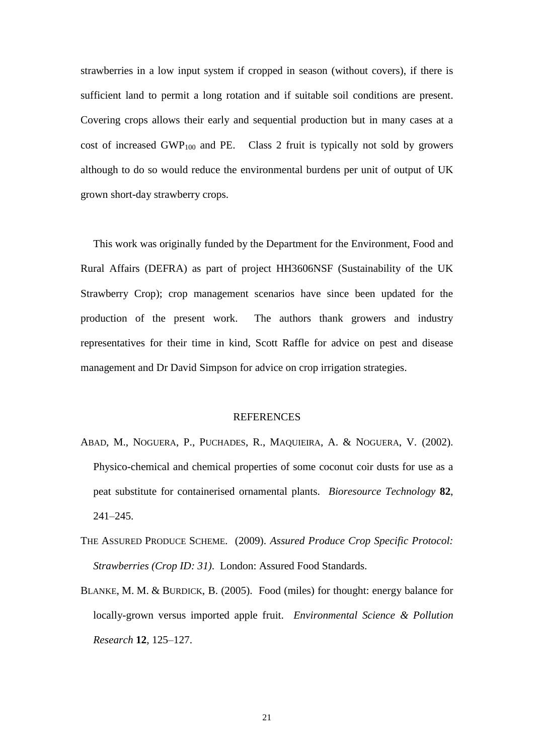strawberries in a low input system if cropped in season (without covers), if there is sufficient land to permit a long rotation and if suitable soil conditions are present. Covering crops allows their early and sequential production but in many cases at a cost of increased $GWP_{100}$ and PE. Class 2 fruit is typically not sold by growers although to do so would reduce the environmental burdens per unit of output of UK grown short-day strawberry crops.

This work was originally funded by the Department for the Environment, Food and Rural Affairs (DEFRA) as part of project HH3606NSF (Sustainability of the UK Strawberry Crop); crop management scenarios have since been updated for the production of the present work. The authors thank growers and industry representatives for their time in kind, Scott Raffle for advice on pest and disease management and Dr David Simpson for advice on crop irrigation strategies.

## REFERENCES

ABAD, M., NOGUERA, P., PUCHADES, R., MAQUIEIRA, A. & NOGUERA, V. (2002). Physico-chemical and chemical properties of some coconut coir dusts for use as a peat substitute for containerised ornamental plants. *Bioresource Technology* **82**, 241–245.

THE ASSURED PRODUCE SCHEME. (2009). *Assured Produce Crop Specific Protocol: Strawberries (Crop ID: 31)*. London: Assured Food Standards.

BLANKE, M. M. & BURDICK, B. (2005). Food (miles) for thought: energy balance for locally-grown versus imported apple fruit. *Environmental Science & Pollution Research* **12**, 125–127.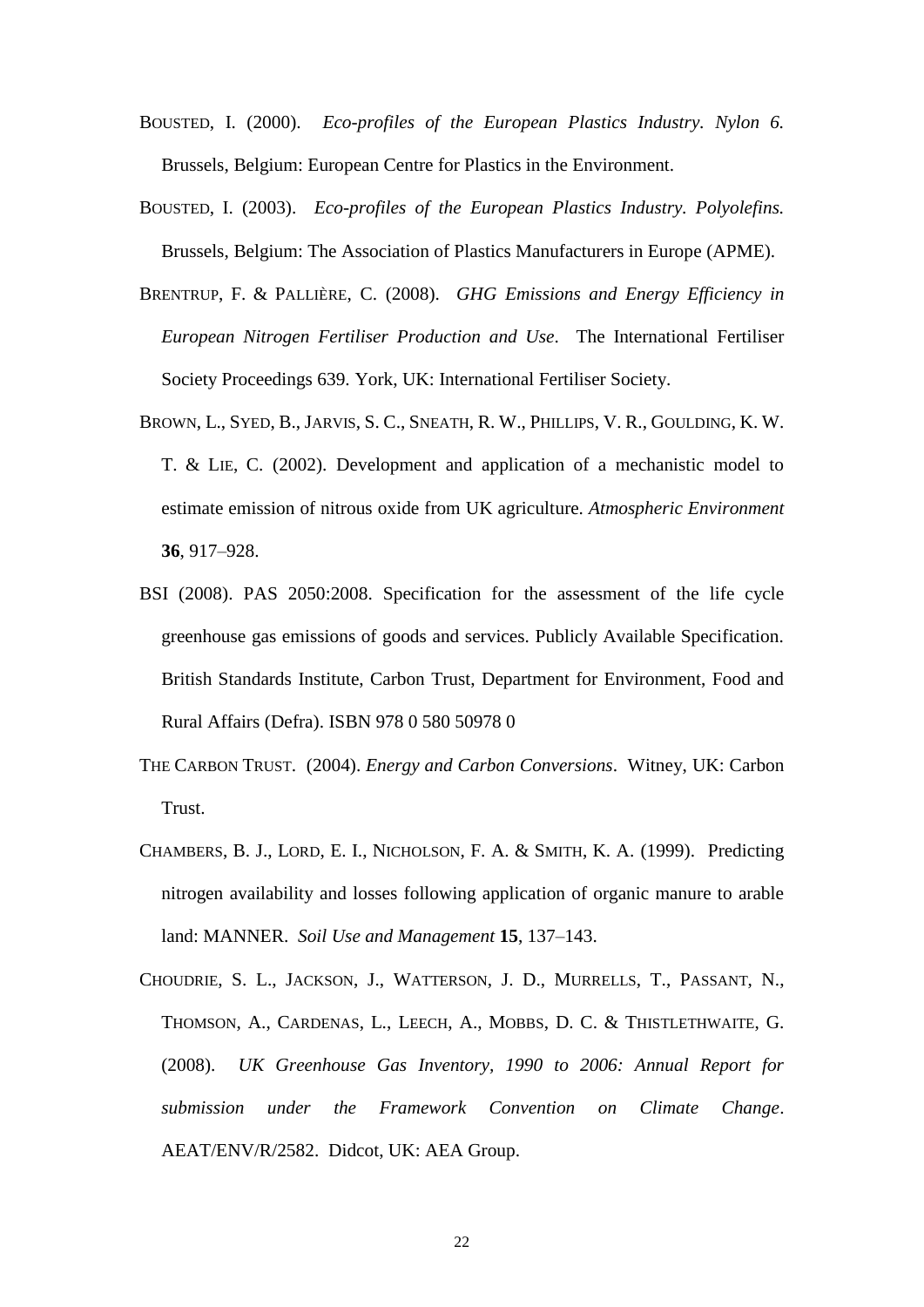BOUSTED, I. (2000). *Eco-profiles of the European Plastics Industry. Nylon 6.* Brussels, Belgium: European Centre for Plastics in the Environment.

BOUSTED, I. (2003). *Eco-profiles of the European Plastics Industry. Polyolefins.* Brussels, Belgium: The Association of Plastics Manufacturers in Europe (APME).

BRENTRUP, F. & PALLIÈRE, C. (2008). *GHG Emissions and Energy Efficiency in European Nitrogen Fertiliser Production and Use*. The International Fertiliser Society Proceedings 639. York, UK: International Fertiliser Society.

BROWN, L., SYED, B., JARVIS, S. C., SNEATH, R. W., PHILLIPS, V. R., GOULDING, K. W. T. & LIE, C. (2002). Development and application of a mechanistic model to estimate emission of nitrous oxide from UK agriculture. *Atmospheric Environment* **36**, 917–928.

BSI (2008). PAS 2050:2008. Specification for the assessment of the life cycle greenhouse gas emissions of goods and services. Publicly Available Specification. British Standards Institute, Carbon Trust, Department for Environment, Food and Rural Affairs (Defra). ISBN 978 0 580 50978 0

THE CARBON TRUST. (2004). *Energy and Carbon Conversions*. Witney, UK: Carbon Trust.

CHAMBERS, B. J., LORD, E. I., NICHOLSON, F. A. & SMITH, K. A. (1999). Predicting nitrogen availability and losses following application of organic manure to arable land: MANNER. *Soil Use and Management* **15**, 137–143.

CHOUDRIE, S. L., JACKSON, J., WATTERSON, J. D., MURRELLS, T., PASSANT, N., THOMSON, A., CARDENAS, L., LEECH, A., MOBBS, D. C. & THISTLETHWAITE, G. (2008). *UK Greenhouse Gas Inventory, 1990 to 2006: Annual Report for submission under the Framework Convention on Climate Change*. AEAT/ENV/R/2582. Didcot, UK: AEA Group.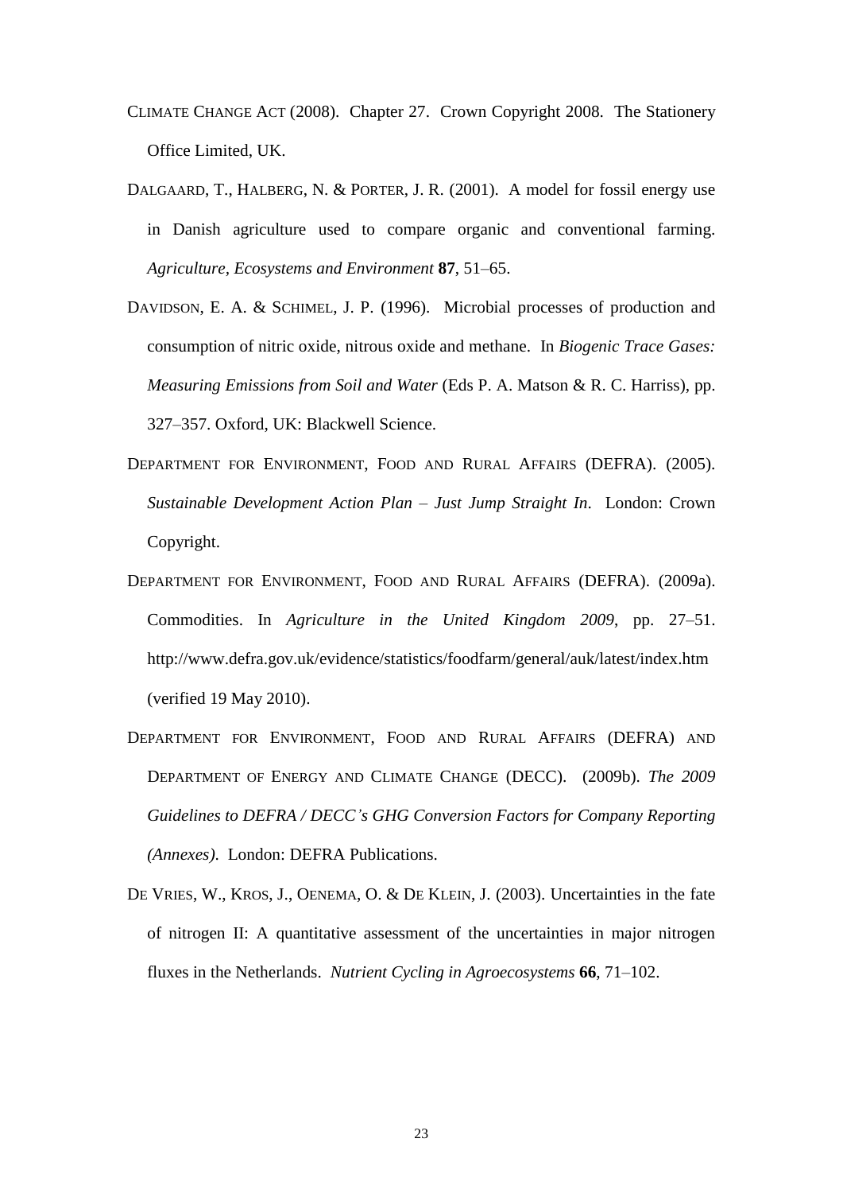CLIMATE CHANGE ACT (2008). Chapter 27. Crown Copyright 2008. The Stationery Office Limited, UK.

DALGAARD, T., HALBERG, N. & PORTER, J. R. (2001). A model for fossil energy use in Danish agriculture used to compare organic and conventional farming. *Agriculture, Ecosystems and Environment* **87**, 51–65.

DAVIDSON, E. A. & SCHIMEL, J. P. (1996). Microbial processes of production and consumption of nitric oxide, nitrous oxide and methane. In *Biogenic Trace Gases: Measuring Emissions from Soil and Water* (Eds P. A. Matson & R. C. Harriss), pp. 327–357. Oxford, UK: Blackwell Science.

DEPARTMENT FOR ENVIRONMENT, FOOD AND RURAL AFFAIRS (DEFRA). (2005). *Sustainable Development Action Plan – Just Jump Straight In*. London: Crown Copyright.

DEPARTMENT FOR ENVIRONMENT, FOOD AND RURAL AFFAIRS (DEFRA). (2009a). Commodities. In *Agriculture in the United Kingdom 2009*, pp. 27–51. http://www.defra.gov.uk/evidence/statistics/foodfarm/general/auk/latest/index.htm (verified 19 May 2010).

DEPARTMENT FOR ENVIRONMENT, FOOD AND RURAL AFFAIRS (DEFRA) AND DEPARTMENT OF ENERGY AND CLIMATE CHANGE (DECC). (2009b). *The 2009 Guidelines to DEFRA / DECC's GHG Conversion Factors for Company Reporting (Annexes)*. London: DEFRA Publications.

DE VRIES, W., KROS, J., OENEMA, O. & DE KLEIN, J. (2003). Uncertainties in the fate of nitrogen II: A quantitative assessment of the uncertainties in major nitrogen fluxes in the Netherlands. *Nutrient Cycling in Agroecosystems* **66**, 71–102.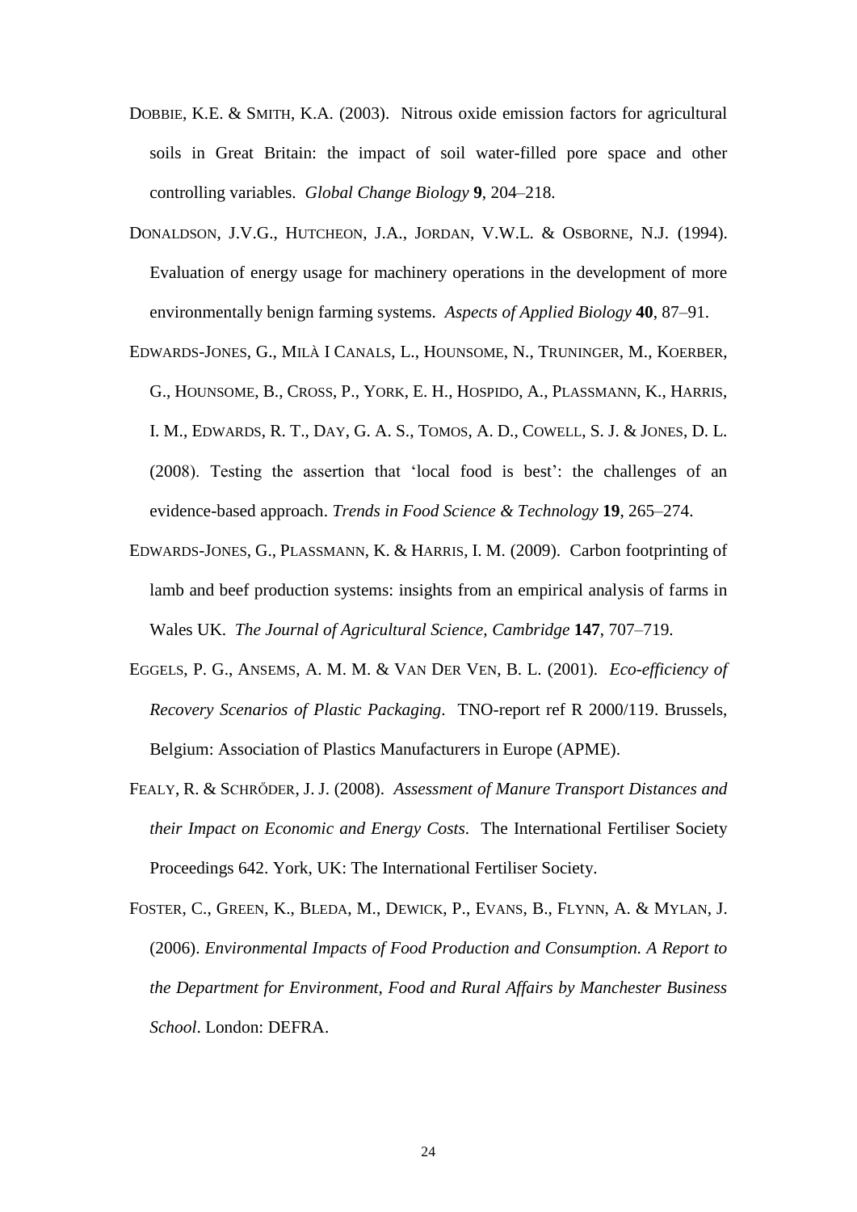DOBBIE, K.E. & SMITH, K.A. (2003). Nitrous oxide emission factors for agricultural soils in Great Britain: the impact of soil water-filled pore space and other controlling variables. *Global Change Biology* **9**, 204–218.

DONALDSON, J.V.G., HUTCHEON, J.A., JORDAN, V.W.L. & OSBORNE, N.J. (1994). Evaluation of energy usage for machinery operations in the development of more environmentally benign farming systems. *Aspects of Applied Biology* **40**, 87–91.

EDWARDS-JONES, G., MILÀ I CANALS, L., HOUNSOME, N., TRUNINGER, M., KOERBER, G., HOUNSOME, B., CROSS, P., YORK, E. H., HOSPIDO, A., PLASSMANN, K., HARRIS, I. M., EDWARDS, R. T., DAY, G. A. S., TOMOS, A. D., COWELL, S. J. & JONES, D. L. (2008). Testing the assertion that 'local food is best': the challenges of an evidence-based approach. *Trends in Food Science & Technology* **19**, 265–274.

EDWARDS-JONES, G., PLASSMANN, K. & HARRIS, I. M. (2009). Carbon footprinting of lamb and beef production systems: insights from an empirical analysis of farms in Wales UK. *The Journal of Agricultural Science, Cambridge* **147**, 707–719.

EGGELS, P. G., ANSEMS, A. M. M. & VAN DER VEN, B. L. (2001). *Eco-efficiency of Recovery Scenarios of Plastic Packaging*. TNO-report ref R 2000/119. Brussels, Belgium: Association of Plastics Manufacturers in Europe (APME).

FEALY, R. & SCHRŐDER, J. J. (2008). *Assessment of Manure Transport Distances and their Impact on Economic and Energy Costs*. The International Fertiliser Society Proceedings 642. York, UK: The International Fertiliser Society.

FOSTER, C., GREEN, K., BLEDA, M., DEWICK, P., EVANS, B., FLYNN, A. & MYLAN, J. (2006). *Environmental Impacts of Food Production and Consumption. A Report to the Department for Environment, Food and Rural Affairs by Manchester Business School*. London: DEFRA.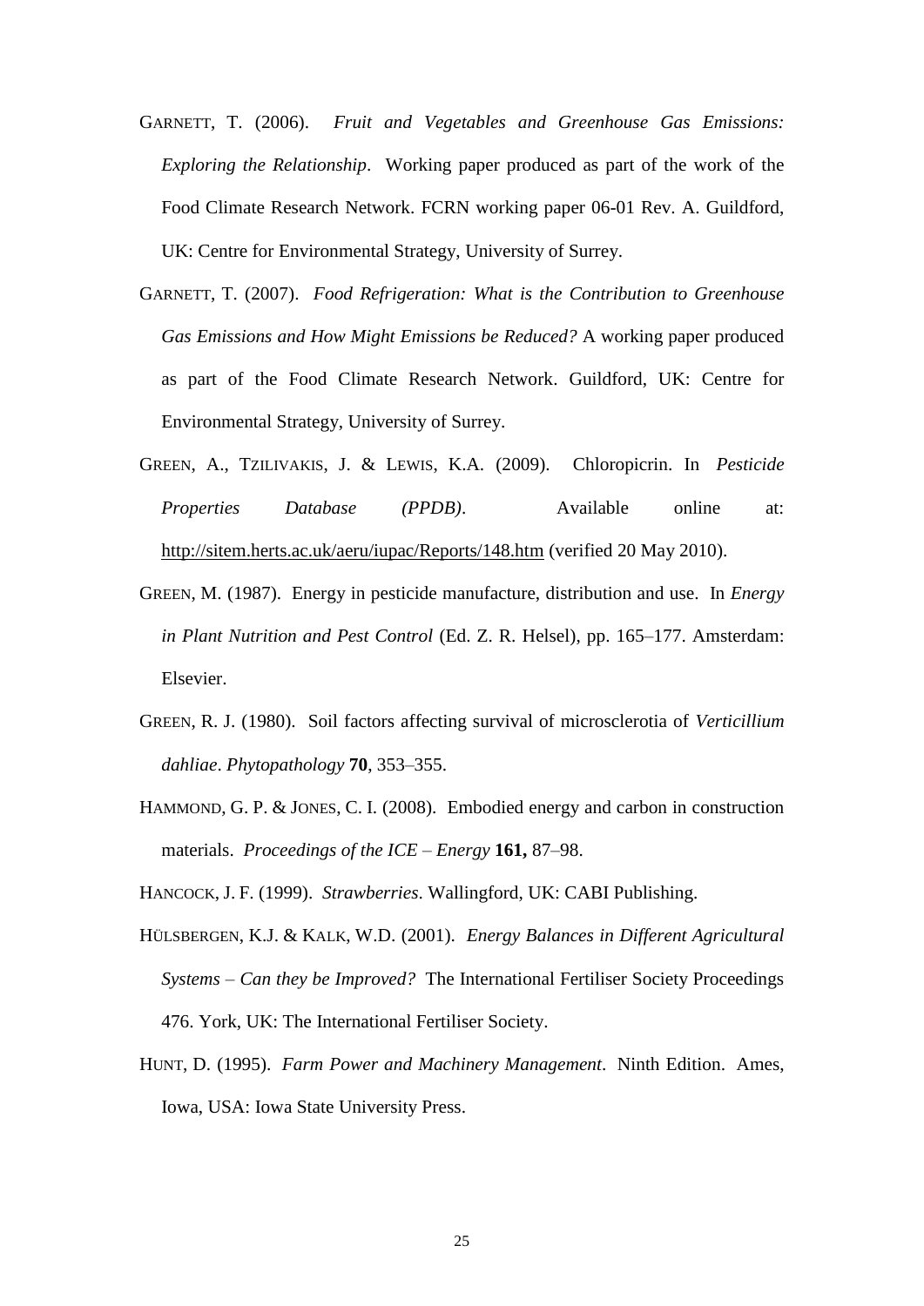GARNETT, T. (2006). *Fruit and Vegetables and Greenhouse Gas Emissions: Exploring the Relationship*. Working paper produced as part of the work of the Food Climate Research Network. FCRN working paper 06-01 Rev. A. Guildford, UK: Centre for Environmental Strategy, University of Surrey.

GARNETT, T. (2007). *Food Refrigeration: What is the Contribution to Greenhouse Gas Emissions and How Might Emissions be Reduced?* A working paper produced as part of the Food Climate Research Network. Guildford, UK: Centre for Environmental Strategy, University of Surrey.

GREEN, A., TZILIVAKIS, J. & LEWIS, K.A. (2009). Chloropicrin. In *Pesticide Properties Database (PPDB)*. Available online at: http://sitem.herts.ac.uk/aeru/iupac/Reports/148.htm (verified 20 May 2010).

GREEN, M. (1987). Energy in pesticide manufacture, distribution and use. In *Energy in Plant Nutrition and Pest Control* (Ed. Z. R. Helsel), pp. 165–177. Amsterdam: Elsevier.

GREEN, R. J. (1980). Soil factors affecting survival of microsclerotia of *Verticillium dahliae*. *Phytopathology* **70**, 353–355.

HAMMOND, G. P. & JONES, C. I. (2008). Embodied energy and carbon in construction materials. *Proceedings of the ICE – Energy* **161,** 87–98.

HANCOCK, J. F. (1999). *Strawberries*. Wallingford, UK: CABI Publishing.

HÜLSBERGEN, K.J. & KALK, W.D. (2001). *Energy Balances in Different Agricultural Systems – Can they be Improved?* The International Fertiliser Society Proceedings 476. York, UK: The International Fertiliser Society.

HUNT, D. (1995). *Farm Power and Machinery Management*. Ninth Edition. Ames, Iowa, USA: Iowa State University Press.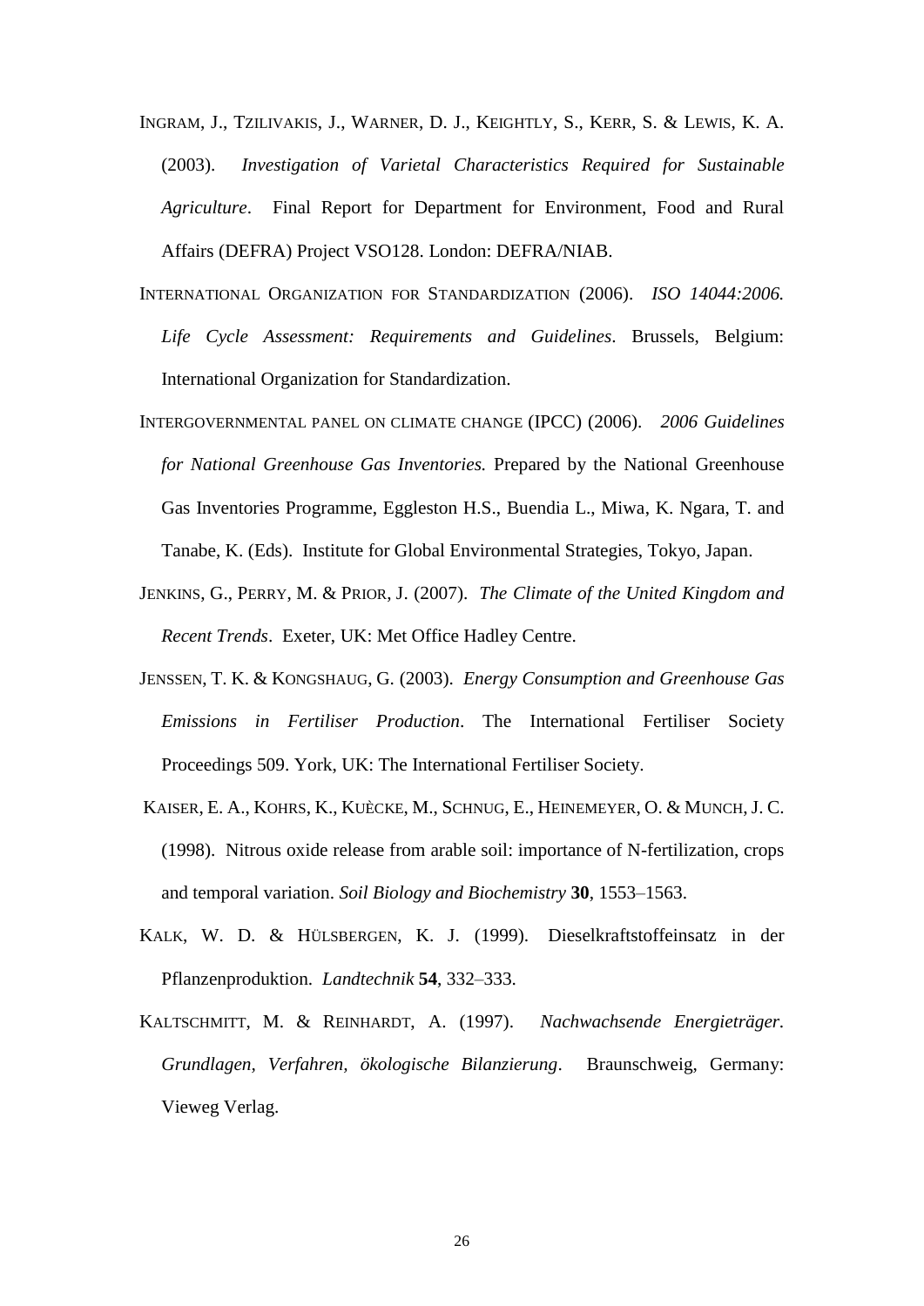INGRAM, J., TZILIVAKIS, J., WARNER, D. J., KEIGHTLY, S., KERR, S. & LEWIS, K. A. (2003). *Investigation of Varietal Characteristics Required for Sustainable Agriculture*. Final Report for Department for Environment, Food and Rural Affairs (DEFRA) Project VSO128. London: DEFRA/NIAB.

INTERNATIONAL ORGANIZATION FOR STANDARDIZATION (2006). *ISO 14044:2006. Life Cycle Assessment: Requirements and Guidelines*. Brussels, Belgium: International Organization for Standardization.

INTERGOVERNMENTAL PANEL ON CLIMATE CHANGE (IPCC) (2006). *2006 Guidelines for National Greenhouse Gas Inventories.* Prepared by the National Greenhouse Gas Inventories Programme, Eggleston H.S., Buendia L., Miwa, K. Ngara, T. and Tanabe, K. (Eds). Institute for Global Environmental Strategies, Tokyo, Japan.

JENKINS, G., PERRY, M. & PRIOR, J. (2007). *The Climate of the United Kingdom and Recent Trends*. Exeter, UK: Met Office Hadley Centre.

JENSSEN, T. K. & KONGSHAUG, G. (2003). *Energy Consumption and Greenhouse Gas Emissions in Fertiliser Production*. The International Fertiliser Society Proceedings 509. York, UK: The International Fertiliser Society.

KAISER, E. A., KOHRS, K., KUÈCKE, M., SCHNUG, E., HEINEMEYER, O. & MUNCH, J. C. (1998). Nitrous oxide release from arable soil: importance of N-fertilization, crops and temporal variation. *Soil Biology and Biochemistry* **30**, 1553–1563.

KALK, W. D. & HÜLSBERGEN, K. J. (1999). Dieselkraftstoffeinsatz in der Pflanzenproduktion. *Landtechnik* **54**, 332–333.

KALTSCHMITT, M. & REINHARDT, A. (1997). *Nachwachsende Energieträger. Grundlagen, Verfahren, ökologische Bilanzierung*. Braunschweig, Germany: Vieweg Verlag.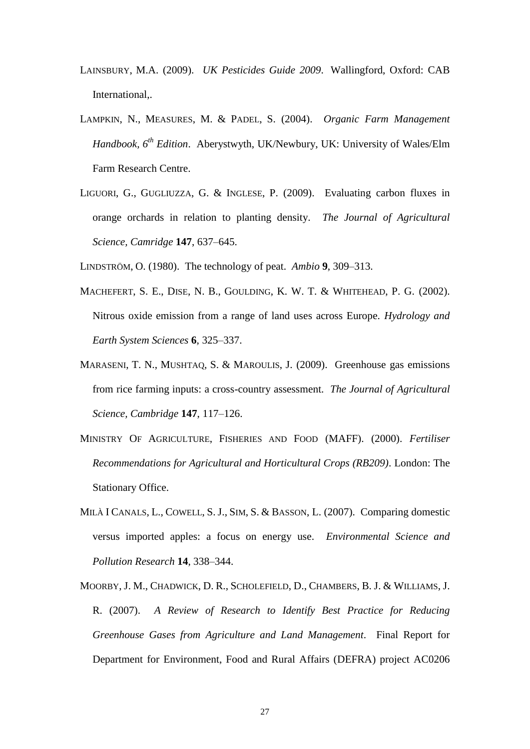LAINSBURY, M.A. (2009). *UK Pesticides Guide 2009*. Wallingford, Oxford: CAB International,.

LAMPKIN, N., MEASURES, M. & PADEL, S. (2004). *Organic Farm Management Handbook, 6th Edition*. Aberystwyth, UK/Newbury, UK: University of Wales/Elm Farm Research Centre.

LIGUORI, G., GUGLIUZZA, G. & INGLESE, P. (2009). Evaluating carbon fluxes in orange orchards in relation to planting density. *The Journal of Agricultural Science, Camridge* **147**, 637–645.

LINDSTRÖM, O. (1980). The technology of peat. *Ambio* **9**, 309–313.

MACHEFERT, S. E., DISE, N. B., GOULDING, K. W. T. & WHITEHEAD, P. G. (2002). Nitrous oxide emission from a range of land uses across Europe. *Hydrology and Earth System Sciences* **6**, 325–337.

MARASENI, T. N., MUSHTAQ, S. & MAROULIS, J. (2009). Greenhouse gas emissions from rice farming inputs: a cross-country assessment. *The Journal of Agricultural Science, Cambridge* **147**, 117–126.

MINISTRY OF AGRICULTURE, FISHERIES AND FOOD (MAFF). (2000). *Fertiliser Recommendations for Agricultural and Horticultural Crops (RB209)*. London: The Stationary Office.

MILÀ I CANALS, L., COWELL, S. J., SIM, S. & BASSON, L. (2007). Comparing domestic versus imported apples: a focus on energy use. *Environmental Science and Pollution Research* **14**, 338–344.

MOORBY, J. M., CHADWICK, D. R., SCHOLEFIELD, D., CHAMBERS, B. J. & WILLIAMS, J. R. (2007). *A Review of Research to Identify Best Practice for Reducing Greenhouse Gases from Agriculture and Land Management*. Final Report for Department for Environment, Food and Rural Affairs (DEFRA) project AC0206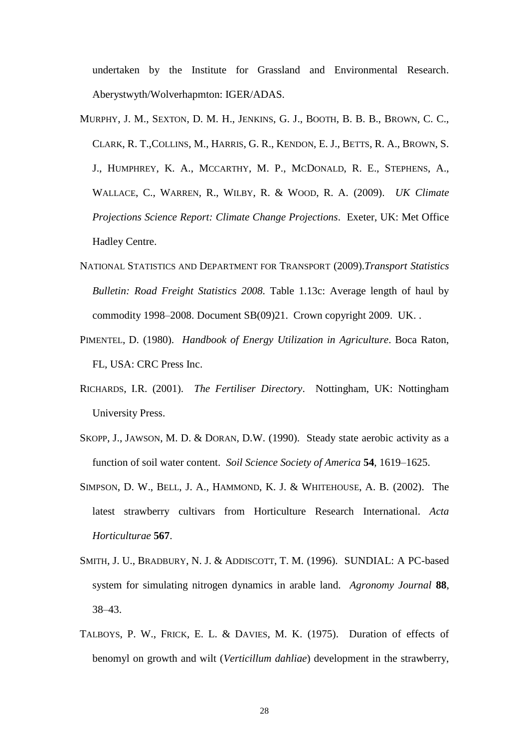undertaken by the Institute for Grassland and Environmental Research. Aberystwyth/Wolverhapmton: IGER/ADAS.

MURPHY, J. M., SEXTON, D. M. H., JENKINS, G. J., BOOTH, B. B. B., BROWN, C. C., CLARK, R. T.,COLLINS, M., HARRIS, G. R., KENDON, E. J., BETTS, R. A., BROWN, S. J., HUMPHREY, K. A., MCCARTHY, M. P., MCDONALD, R. E., STEPHENS, A., WALLACE, C., WARREN, R., WILBY, R. & WOOD, R. A. (2009). *UK Climate Projections Science Report: Climate Change Projections*. Exeter, UK: Met Office Hadley Centre.

NATIONAL STATISTICS AND DEPARTMENT FOR TRANSPORT (2009).*Transport Statistics Bulletin: Road Freight Statistics 2008*. Table 1.13c: Average length of haul by commodity 1998–2008. Document SB(09)21. Crown copyright 2009. UK. .

PIMENTEL, D. (1980). *Handbook of Energy Utilization in Agriculture*. Boca Raton, FL, USA: CRC Press Inc.

RICHARDS, I.R. (2001). *The Fertiliser Directory*. Nottingham, UK: Nottingham University Press.

SKOPP, J., JAWSON, M. D. & DORAN, D.W. (1990). Steady state aerobic activity as a function of soil water content. *Soil Science Society of America* **54**, 1619–1625.

SIMPSON, D. W., BELL, J. A., HAMMOND, K. J. & WHITEHOUSE, A. B. (2002). The latest strawberry cultivars from Horticulture Research International. *Acta Horticulturae* **567**.

SMITH, J. U., BRADBURY, N. J. & ADDISCOTT, T. M. (1996). SUNDIAL: A PC-based system for simulating nitrogen dynamics in arable land. *Agronomy Journal* **88**, 38–43.

TALBOYS, P. W., FRICK, E. L. & DAVIES, M. K. (1975). Duration of effects of benomyl on growth and wilt (*Verticillum dahliae*) development in the strawberry,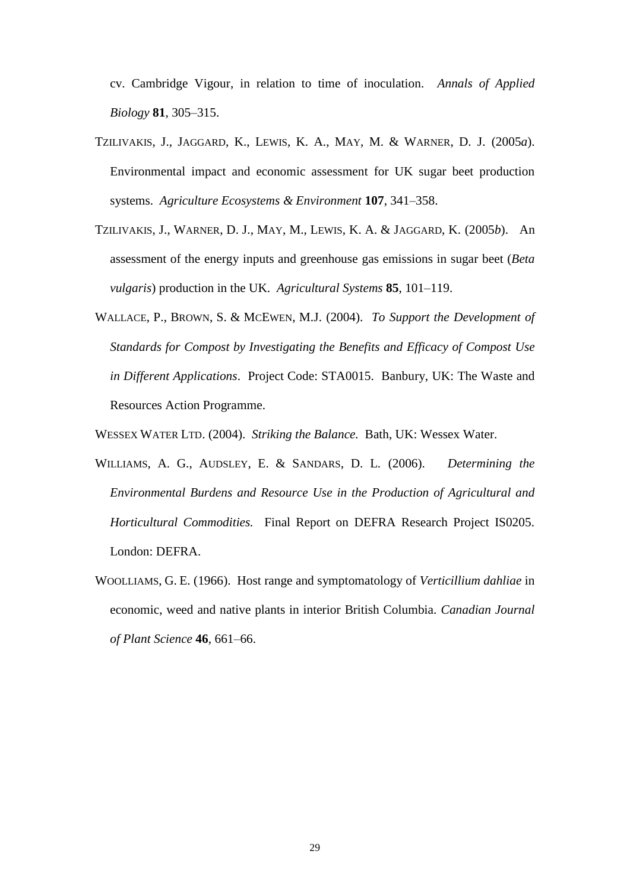cv. Cambridge Vigour, in relation to time of inoculation. *Annals of Applied Biology* **81**, 305–315.

TZILIVAKIS, J., JAGGARD, K., LEWIS, K. A., MAY, M. & WARNER, D. J. (2005*a*). Environmental impact and economic assessment for UK sugar beet production systems. *Agriculture Ecosystems & Environment* **107**, 341–358.

TZILIVAKIS, J., WARNER, D. J., MAY, M., LEWIS, K. A. & JAGGARD, K. (2005*b*). An assessment of the energy inputs and greenhouse gas emissions in sugar beet (*Beta vulgaris*) production in the UK. *Agricultural Systems* **85**, 101–119.

WALLACE, P., BROWN, S. & MCEWEN, M.J. (2004). *To Support the Development of Standards for Compost by Investigating the Benefits and Efficacy of Compost Use in Different Applications*. Project Code: STA0015. Banbury, UK: The Waste and Resources Action Programme.

WESSEX WATER LTD. (2004). *Striking the Balance.* Bath, UK: Wessex Water.

WILLIAMS, A. G., AUDSLEY, E. & SANDARS, D. L. (2006). *Determining the Environmental Burdens and Resource Use in the Production of Agricultural and Horticultural Commodities.* Final Report on DEFRA Research Project IS0205. London: DEFRA.

WOOLLIAMS, G. E. (1966). Host range and symptomatology of *Verticillium dahliae* in economic, weed and native plants in interior British Columbia. *Canadian Journal of Plant Science* **46**, 661–66.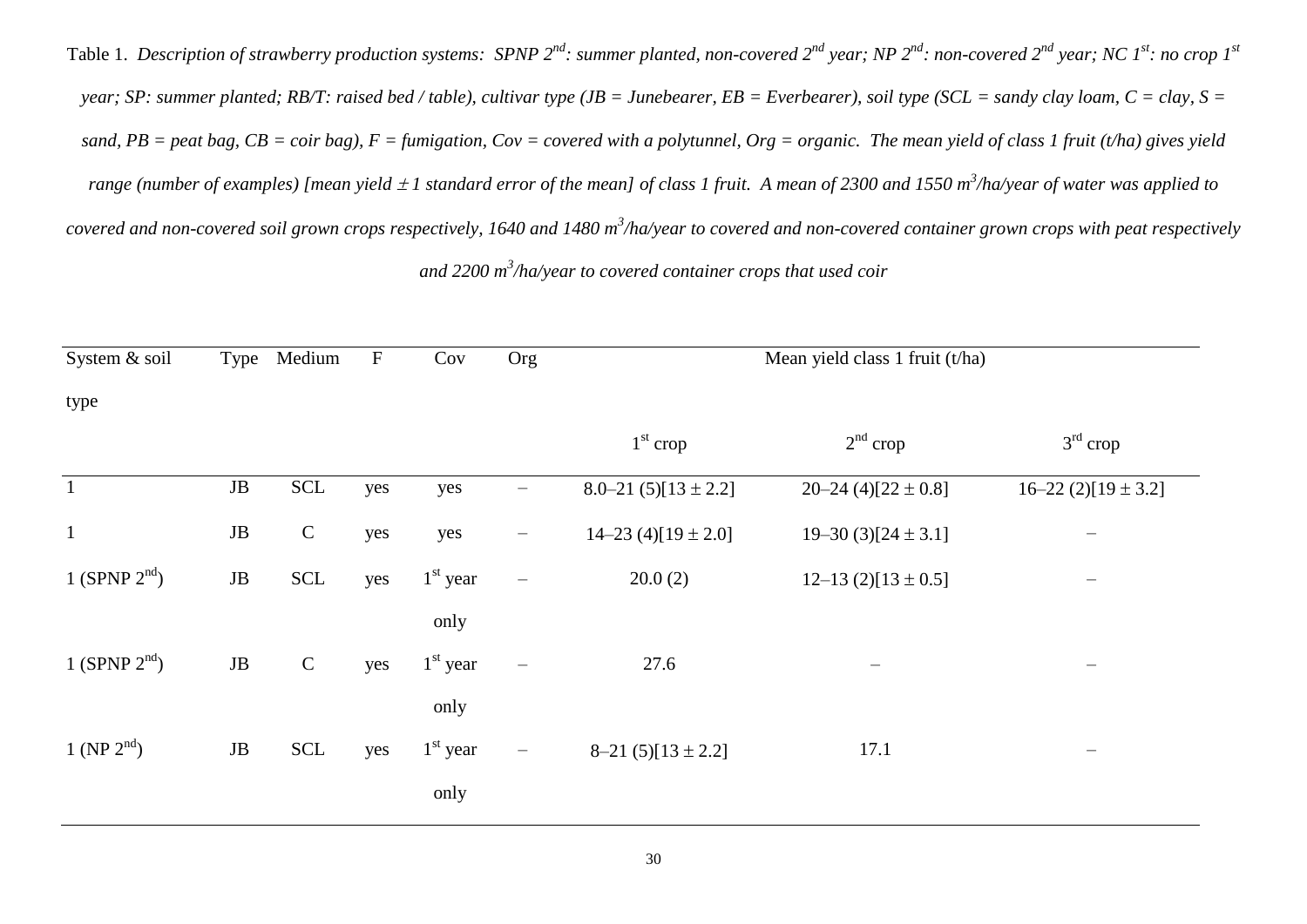Table 1. *Description of strawberry production systems: SPNP 2nd: summer planted, non-covered 2nd year; NP 2nd: non-covered 2nd year; NC 1st: no crop 1st year; SP: summer planted; RB/T: raised bed / table), cultivar type (JB = Junebearer, EB = Everbearer), soil type (SCL = sandy clay loam, C = clay, S = sand, PB = peat bag, CB = coir bag), F = fumigation, Cov = covered with a polytunnel, Org = organic. The mean yield of class 1 fruit (t/ha) gives yield range (number of examples) [mean yield ± 1 standard error of the mean] of class 1 fruit. A mean of 2300 and 1550 $m^3$/ha/year of water was applied to covered and non-covered soil grown crops respectively, 1640 and 1480 $m^3$/ha/year to covered and non-covered container grown crops with peat respectively and 2200 $m^3$/ha/year to covered container crops that used coir*

| System & soil type | Type | Medium | F | Cov | Org | Mean yield class 1 fruit (t/ha) | | |
|---|---|---|---|---|---|---|---|---|
| | | | | | | 1st crop | 2nd crop | 3rd crop |
| 1 | JB | SCL | yes | yes | – | 8.0–21 (5)[13 ± 2.2] | 20–24 (4)[22 ± 0.8] | 16–22 (2)[19 ± 3.2] |
| 1 | JB | C | yes | yes | – | 14–23 (4)[19 ± 2.0] | 19–30 (3)[24 ± 3.1] | – |
| 1 (SPNP 2nd) | JB | SCL | yes | 1st year only | – | 20.0 (2) | 12–13 (2)[13 ± 0.5] | – |
| 1 (SPNP 2nd) | JB | C | yes | 1st year only | – | 27.6 | – | – |
| 1 (NP 2nd) | JB | SCL | yes | 1st year only | – | 8–21 (5)[13 ± 2.2] | 17.1 | – |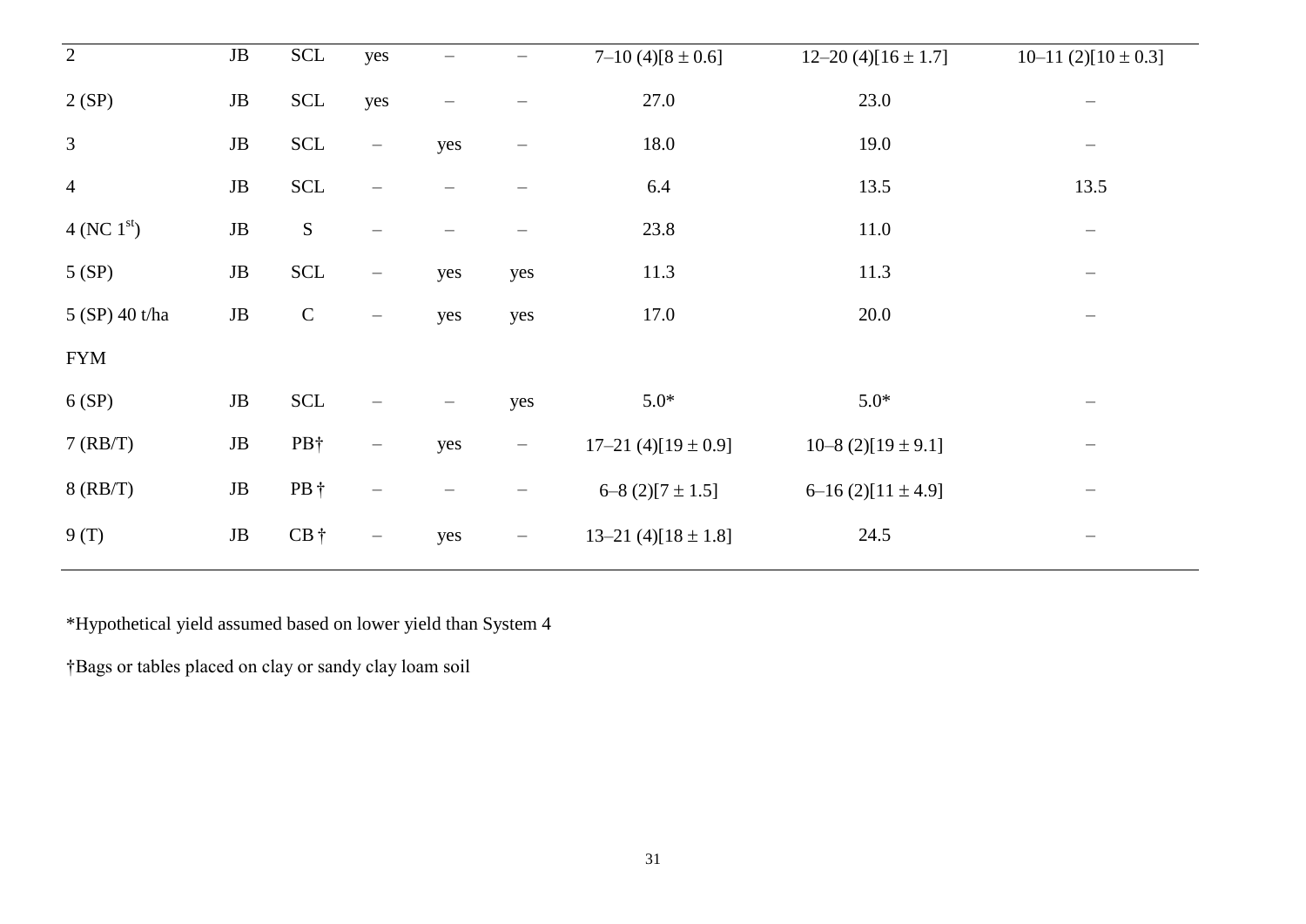| | | | | | | | | |
|---|---|---|---|---|---|---|---|---|
| 2 | JB | SCL | yes | – | – | 7–10 (4)[8 ± 0.6] | 12–20 (4)[16 ± 1.7] | 10–11 (2)[10 ± 0.3] |
| 2 (SP) | JB | SCL | yes | – | – | 27.0 | 23.0 | – |
| 3 | JB | SCL | – | yes | – | 18.0 | 19.0 | – |
| 4 | JB | SCL | – | – | – | 6.4 | 13.5 | 13.5 |
| 4 (NC 1st) | JB | S | – | – | – | 23.8 | 11.0 | – |
| 5 (SP) | JB | SCL | – | yes | yes | 11.3 | 11.3 | – |
| 5 (SP) 40 t/ha FYM | JB | C | – | yes | yes | 17.0 | 20.0 | – |
| 6 (SP) | JB | SCL | – | – | yes | 5.0* | 5.0* | – |
| 7 (RB/T) | JB | PB† | – | yes | – | 17–21 (4)[19 ± 0.9] | 10–8 (2)[19 ± 9.1] | – |
| 8 (RB/T) | JB | PB † | – | – | – | 6–8 (2)[7 ± 1.5] | 6–16 (2)[11 ± 4.9] | – |
| 9 (T) | JB | CB † | – | yes | – | 13–21 (4)[18 ± 1.8] | 24.5 | – |

*Hypothetical yield assumed based on lower yield than System 4

†Bags or tables placed on clay or sandy clay loam soil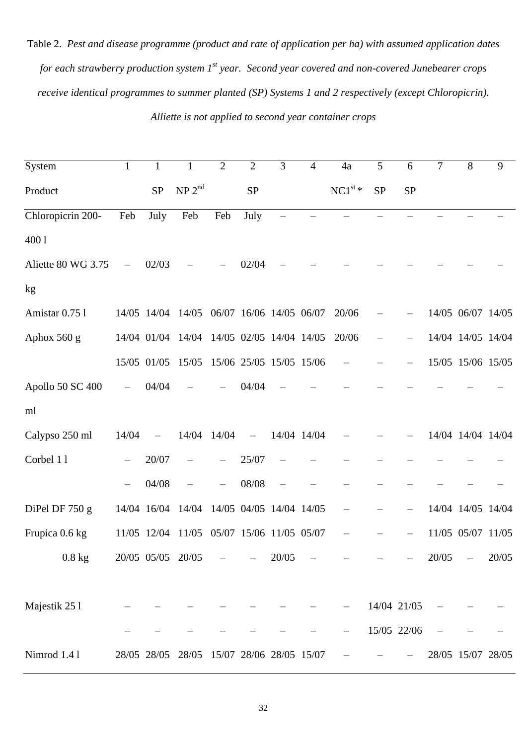Table 2. *Pest and disease programme (product and rate of application per ha) with assumed application dates for each strawberry production system 1st year. Second year covered and non-covered Junebearer crops receive identical programmes to summer planted (SP) Systems 1 and 2 respectively (except Chloropicrin). Alliette is not applied to second year container crops*

| System | 1 | 1 | 1 | 2 | 2 | 3 | 4 | 4a | 5 | 6 | 7 | 8 | 9 |
|---|---|---|---|---|---|---|---|---|---|---|---|---|---|
| Product | | SP | NP 2nd | | SP | | | NC1st * | SP | SP | | | |
| Chloropicrin 200-400 l | Feb | July | Feb | Feb | July | – | – | – | – | – | – | – | – |
| Aliette 80 WG 3.75 kg | – | 02/03 | – | – | 02/04 | – | – | – | – | – | – | – | – |
| Amistar 0.75 l | 14/05 | 14/04 | 14/05 | 06/07 | 16/06 | 14/05 | 06/07 | 20/06 | – | – | 14/05 | 06/07 | 14/05 |
| Aphox 560 g | 14/04 | 01/04 | 14/04 | 14/05 | 02/05 | 14/04 | 14/05 | 20/06 | – | – | 14/04 | 14/05 | 14/04 |
| | 15/05 | 01/05 | 15/05 | 15/06 | 25/05 | 15/05 | 15/06 | – | – | – | 15/05 | 15/06 | 15/05 |
| Apollo 50 SC 400 ml | – | 04/04 | – | – | 04/04 | – | – | – | – | – | – | – | – |
| Calypso 250 ml | 14/04 | – | 14/04 | 14/04 | – | 14/04 | 14/04 | – | – | – | 14/04 | 14/04 | 14/04 |
| Corbel 1 l | – | 20/07 | – | – | 25/07 | – | – | – | – | – | – | – | – |
| | – | 04/08 | – | – | 08/08 | – | – | – | – | – | – | – | – |
| DiPel DF 750 g | 14/04 | 16/04 | 14/04 | 14/05 | 04/05 | 14/04 | 14/05 | – | – | – | 14/04 | 14/05 | 14/04 |
| Frupica 0.6 kg | 11/05 | 12/04 | 11/05 | 05/07 | 15/06 | 11/05 | 05/07 | – | – | – | 11/05 | 05/07 | 11/05 |
| 0.8 kg | 20/05 | 05/05 | 20/05 | – | – | 20/05 | – | – | – | – | 20/05 | – | 20/05 |
| Majestik 25 l | – | – | – | – | – | – | – | – | 14/04 | 21/05 | – | – | – |
| | – | – | – | – | – | – | – | – | 15/05 | 22/06 | – | – | – |
| Nimrod 1.4 l | 28/05 | 28/05 | 28/05 | 15/07 | 28/06 | 28/05 | 15/07 | – | – | – | 28/05 | 15/07 | 28/05 |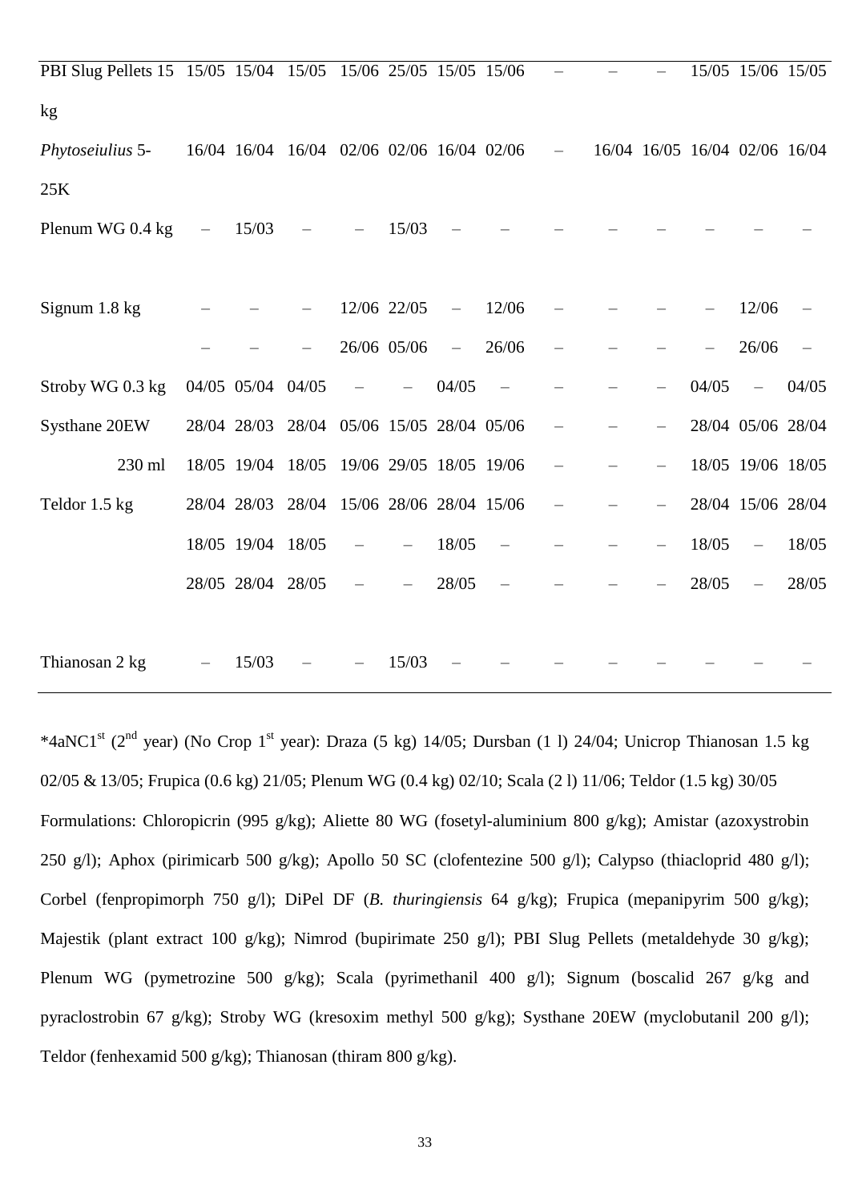| | | | | | | | | | | | | | |
|---|---|---|---|---|---|---|---|---|---|---|---|---|---|
| PBI Slug Pellets 15 kg | 15/05 | 15/04 | 15/05 | 15/06 | 25/05 | 15/05 | 15/06 | – | – | – | 15/05 | 15/06 | 15/05 |
| *Phytoseiulus* 5-25K | 16/04 | 16/04 | 16/04 | 02/06 | 02/06 | 16/04 | 02/06 | – | 16/04 | 16/05 | 16/04 | 02/06 | 16/04 |
| Plenum WG 0.4 kg | – | 15/03 | – | – | 15/03 | – | – | – | – | – | – | – | – |
| Signum 1.8 kg | – | – | – | 12/06 | 22/05 | – | 12/06 | – | – | – | – | 12/06 | – |
| | – | – | – | 26/06 | 05/06 | – | 26/06 | – | – | – | – | 26/06 | – |
| Stroby WG 0.3 kg | 04/05 | 05/04 | 04/05 | – | – | 04/05 | – | – | – | – | 04/05 | – | 04/05 |
| Systhane 20EW | 28/04 | 28/03 | 28/04 | 05/06 | 15/05 | 28/04 | 05/06 | – | – | – | 28/04 | 05/06 | 28/04 |
| 230 ml | 18/05 | 19/04 | 18/05 | 19/06 | 29/05 | 18/05 | 19/06 | – | – | – | 18/05 | 19/06 | 18/05 |
| Teldor 1.5 kg | 28/04 | 28/03 | 28/04 | 15/06 | 28/06 | 28/04 | 15/06 | – | – | – | 28/04 | 15/06 | 28/04 |
| | 18/05 | 19/04 | 18/05 | – | – | 18/05 | – | – | – | – | 18/05 | – | 18/05 |
| | 28/05 | 28/04 | 28/05 | – | – | 28/05 | – | – | – | – | 28/05 | – | 28/05 |
| Thianosan 2 kg | – | 15/03 | – | – | 15/03 | – | – | – | – | – | – | – | – |

*4aNC1st (2nd year) (No Crop 1st year): Draza (5 kg) 14/05; Dursban (1 l) 24/04; Unicrop Thianosan 1.5 kg 02/05 & 13/05; Frupica (0.6 kg) 21/05; Plenum WG (0.4 kg) 02/10; Scala (2 l) 11/06; Teldor (1.5 kg) 30/05

Formulations: Chloropicrin (995 g/kg); Aliette 80 WG (fosetyl-aluminium 800 g/kg); Amistar (azoxystrobin 250 g/l); Aphox (pirimicarb 500 g/kg); Apollo 50 SC (clofentezine 500 g/l); Calypso (thiacloprid 480 g/l); Corbel (fenpropimorph 750 g/l); DiPel DF (*B. thuringiensis* 64 g/kg); Frupica (mepanipyrim 500 g/kg); Majestik (plant extract 100 g/kg); Nimrod (bupirimate 250 g/l); PBI Slug Pellets (metaldehyde 30 g/kg); Plenum WG (pymetrozine 500 g/kg); Scala (pyrimethanil 400 g/l); Signum (boscalid 267 g/kg and pyraclostrobin 67 g/kg); Stroby WG (kresoxim methyl 500 g/kg); Systhane 20EW (myclobutanil 200 g/l); Teldor (fenhexamid 500 g/kg); Thianosan (thiram 800 g/kg).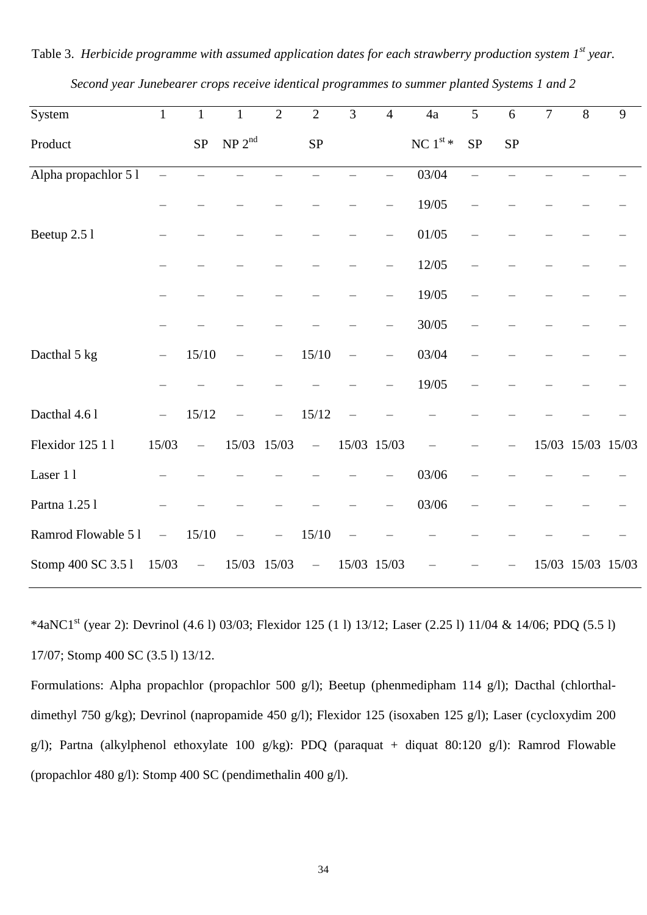Table 3. *Herbicide programme with assumed application dates for each strawberry production system 1st year. Second year Junebearer crops receive identical programmes to summer planted Systems 1 and 2*

| System | 1 | 1 | 1 | 2 | 2 | 3 | 4 | 4a | 5 | 6 | 7 | 8 | 9 |
|---|---|---|---|---|---|---|---|---|---|---|---|---|---|
| Product | | SP | NP 2nd | | SP | | | NC 1st * | SP | SP | | | |
| Alpha propachlor 5 l | – | – | – | – | – | – | – | 03/04 | – | – | – | – | – |
| | – | – | – | – | – | – | – | 19/05 | – | – | – | – | – |
| Beetup 2.5 l | – | – | – | – | – | – | – | 01/05 | – | – | – | – | – |
| | – | – | – | – | – | – | – | 12/05 | – | – | – | – | – |
| | – | – | – | – | – | – | – | 19/05 | – | – | – | – | – |
| | – | – | – | – | – | – | – | 30/05 | – | – | – | – | – |
| Dacthal 5 kg | – | 15/10 | – | – | 15/10 | – | – | 03/04 | – | – | – | – | – |
| | – | – | – | – | – | – | – | 19/05 | – | – | – | – | – |
| Dacthal 4.6 l | – | 15/12 | – | – | 15/12 | – | – | – | – | – | – | – | – |
| Flexidor 125 1 l | 15/03 | – | 15/03 | 15/03 | – | 15/03 | 15/03 | – | – | – | 15/03 | 15/03 | 15/03 |
| Laser 1 l | – | – | – | – | – | – | – | 03/06 | – | – | – | – | – |
| Partna 1.25 l | – | – | – | – | – | – | – | 03/06 | – | – | – | – | – |
| Ramrod Flowable 5 l | – | 15/10 | – | – | 15/10 | – | – | – | – | – | – | – | – |
| Stomp 400 SC 3.5 l | 15/03 | – | 15/03 | 15/03 | – | 15/03 | 15/03 | – | – | – | 15/03 | 15/03 | 15/03 |

*4aNC1st (year 2): Devrinol (4.6 l) 03/03; Flexidor 125 (1 l) 13/12; Laser (2.25 l) 11/04 & 14/06; PDQ (5.5 l) 17/07; Stomp 400 SC (3.5 l) 13/12.

Formulations: Alpha propachlor (propachlor 500 g/l); Beetup (phenmedipham 114 g/l); Dacthal (chlorthal-dimethyl 750 g/kg); Devrinol (napropamide 450 g/l); Flexidor 125 (isoxaben 125 g/l); Laser (cycloxydim 200 g/l); Partna (alkylphenol ethoxylate 100 g/kg); PDQ (paraquat + diquat 80:120 g/l): Ramrod Flowable (propachlor 480 g/l): Stomp 400 SC (pendimethalin 400 g/l).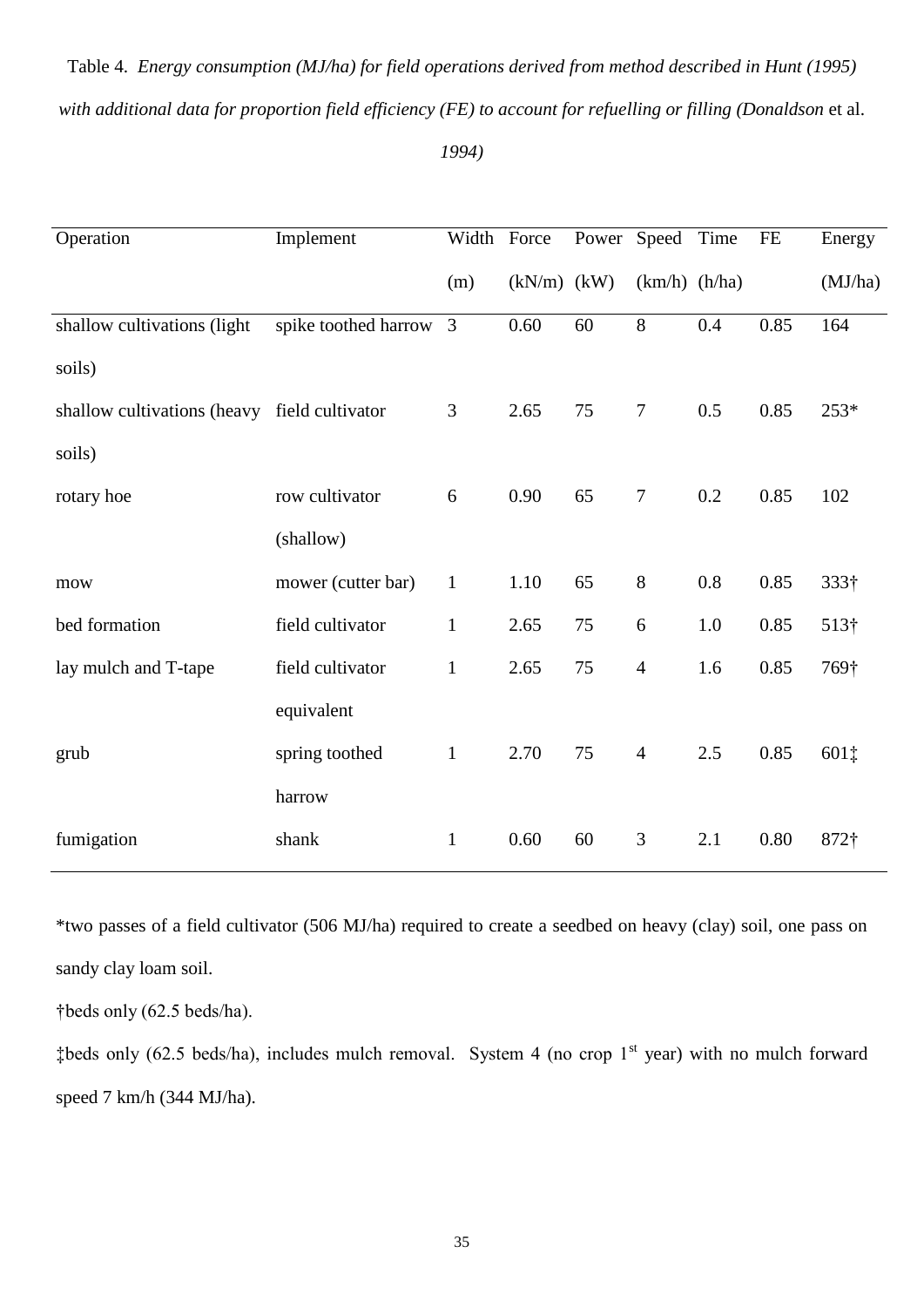Table 4. *Energy consumption (MJ/ha) for field operations derived from method described in Hunt (1995) with additional data for proportion field efficiency (FE) to account for refuelling or filling (Donaldson* et al. *1994)*

| Operation | Implement | Width (m) | Force (kN/m) | Power (kW) | Speed (km/h) | Time (h/ha) | FE | Energy (MJ/ha) |
|---|---|---|---|---|---|---|---|---|
| shallow cultivations (light soils) | spike toothed harrow | 3 | 0.60 | 60 | 8 | 0.4 | 0.85 | 164 |
| shallow cultivations (heavy soils) | field cultivator | 3 | 2.65 | 75 | 7 | 0.5 | 0.85 | 253* |
| rotary hoe | row cultivator (shallow) | 6 | 0.90 | 65 | 7 | 0.2 | 0.85 | 102 |
| mow | mower (cutter bar) | 1 | 1.10 | 65 | 8 | 0.8 | 0.85 | 333† |
| bed formation | field cultivator | 1 | 2.65 | 75 | 6 | 1.0 | 0.85 | 513† |
| lay mulch and T-tape | field cultivator equivalent | 1 | 2.65 | 75 | 4 | 1.6 | 0.85 | 769† |
| grub | spring toothed harrow | 1 | 2.70 | 75 | 4 | 2.5 | 0.85 | 601‡ |
| fumigation | shank | 1 | 0.60 | 60 | 3 | 2.1 | 0.80 | 872† |

*two passes of a field cultivator (506 MJ/ha) required to create a seedbed on heavy (clay) soil, one pass on sandy clay loam soil.

†beds only (62.5 beds/ha).

‡beds only (62.5 beds/ha), includes mulch removal. System 4 (no crop 1st year) with no mulch forward speed 7 km/h (344 MJ/ha).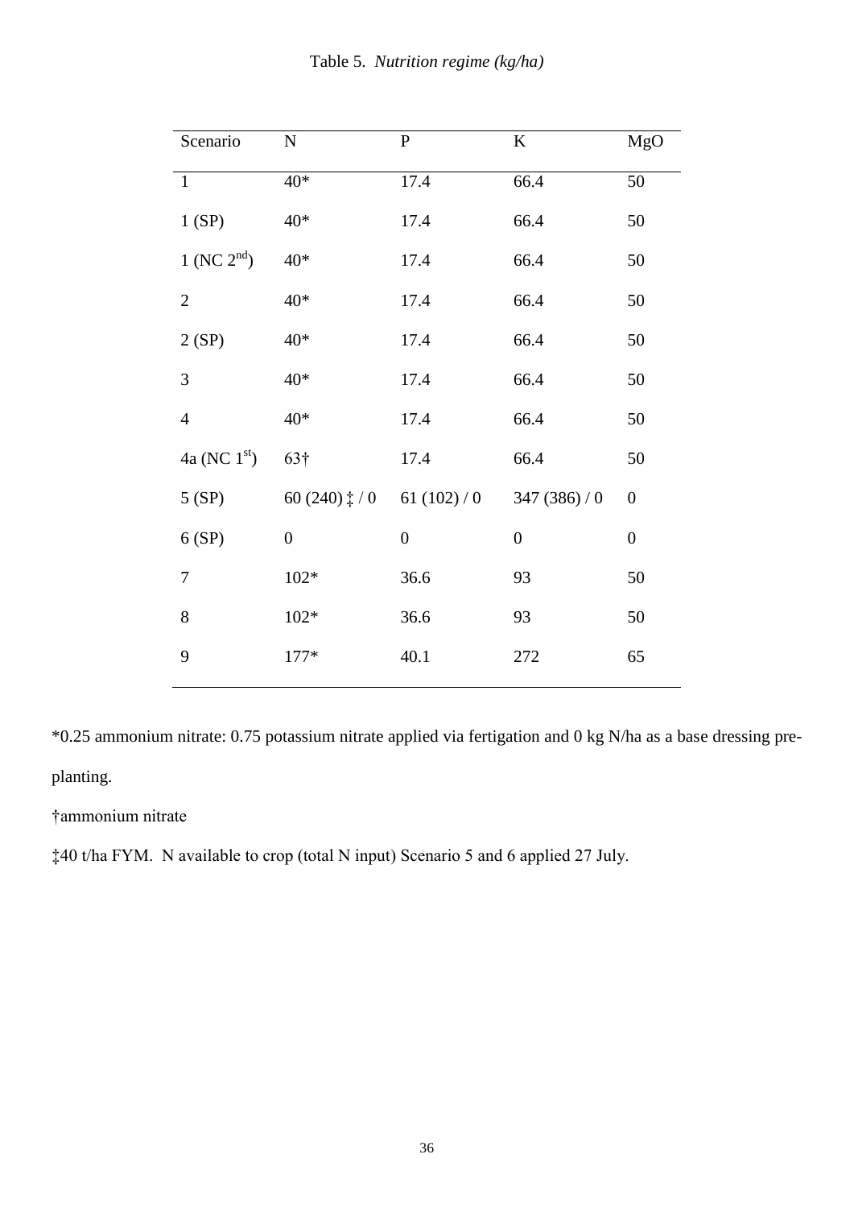Table 5. *Nutrition regime (kg/ha)*

| Scenario | N | P | K | MgO |
|---|---|---|---|---|
| 1 | 40* | 17.4 | 66.4 | 50 |
| 1 (SP) | 40* | 17.4 | 66.4 | 50 |
| 1 (NC 2[nd]) | 40* | 17.4 | 66.4 | 50 |
| 2 | 40* | 17.4 | 66.4 | 50 |
| 2 (SP) | 40* | 17.4 | 66.4 | 50 |
| 3 | 40* | 17.4 | 66.4 | 50 |
| 4 | 40* | 17.4 | 66.4 | 50 |
| 4a (NC 1[st]) | 63† | 17.4 | 66.4 | 50 |
| 5 (SP) | 60 (240) ‡ / 0 | 61 (102) / 0 | 347 (386) / 0 | 0 |
| 6 (SP) | 0 | 0 | 0 | 0 |
| 7 | 102* | 36.6 | 93 | 50 |
| 8 | 102* | 36.6 | 93 | 50 |
| 9 | 177* | 40.1 | 272 | 65 |

*0.25 ammonium nitrate: 0.75 potassium nitrate applied via fertigation and 0 kg N/ha as a base dressing pre-planting.

†ammonium nitrate

‡40 t/ha FYM. N available to crop (total N input) Scenario 5 and 6 applied 27 July.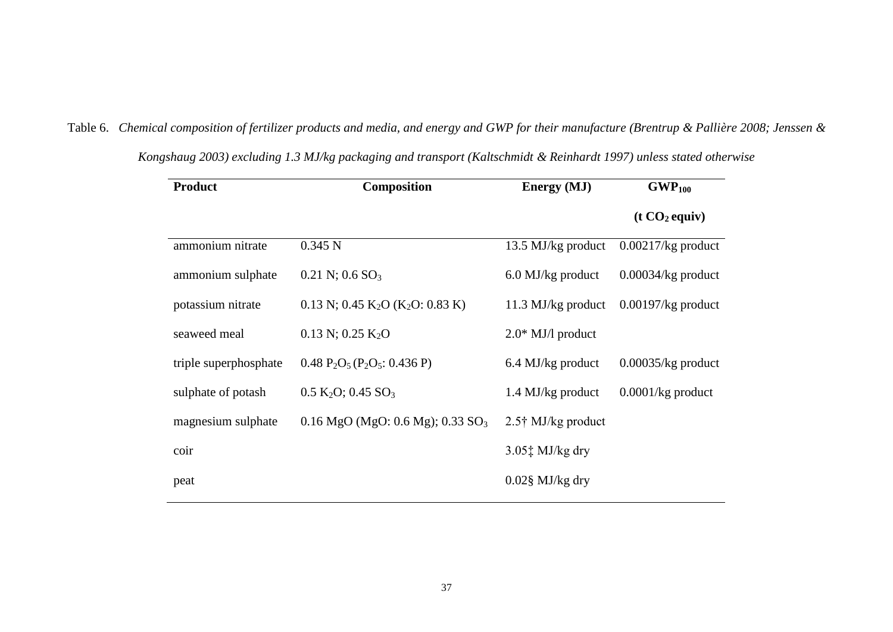Table 6. *Chemical composition of fertilizer products and media, and energy and GWP for their manufacture (Brentrup & Pallière 2008; Jenssen & Kongshaug 2003) excluding 1.3 MJ/kg packaging and transport (Kaltschmidt & Reinhardt 1997) unless stated otherwise*

| **Product** | **Composition** | **Energy (MJ)** | **$GWP_{100}$ ($t\ CO_2$ equiv)** |
|---|---|---|---|
| ammonium nitrate | 0.345 N | 13.5 MJ/kg product | 0.00217/kg product |
| ammonium sulphate | 0.21 N; 0.6 $SO_3$ | 6.0 MJ/kg product | 0.00034/kg product |
| potassium nitrate | 0.13 N; 0.45 $K_2O$ ($K_2O$: 0.83 K) | 11.3 MJ/kg product | 0.00197/kg product |
| seaweed meal | 0.13 N; 0.25 $K_2O$ | 2.0* MJ/l product | |
| triple superphosphate | 0.48 $P_2O_5$ ($P_2O_5$: 0.436 P) | 6.4 MJ/kg product | 0.00035/kg product |
| sulphate of potash | 0.5 $K_2O$; 0.45 $SO_3$ | 1.4 MJ/kg product | 0.0001/kg product |
| magnesium sulphate | 0.16 MgO (MgO: 0.6 Mg); 0.33 $SO_3$ | 2.5† MJ/kg product | |
| coir | | 3.05‡ MJ/kg dry | |
| peat | | 0.02§ MJ/kg dry | |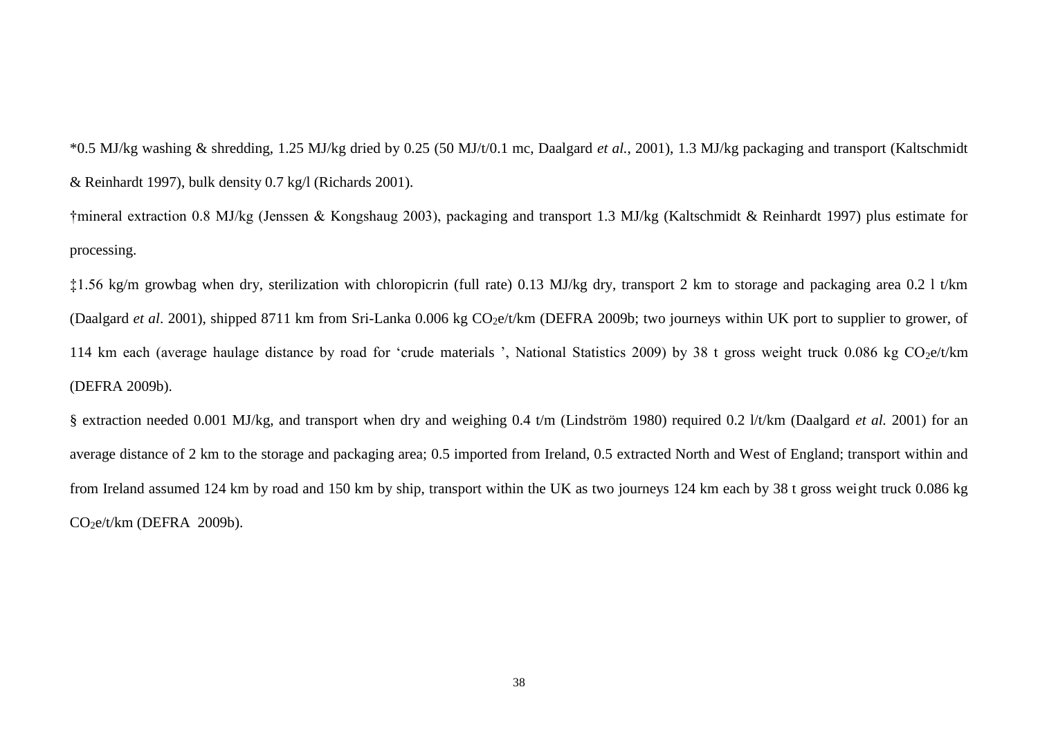*0.5 MJ/kg washing & shredding, 1.25 MJ/kg dried by 0.25 (50 MJ/t/0.1 mc, Daalgard *et al.*, 2001), 1.3 MJ/kg packaging and transport (Kaltschmidt & Reinhardt 1997), bulk density 0.7 kg/l (Richards 2001).

†mineral extraction 0.8 MJ/kg (Jenssen & Kongshaug 2003), packaging and transport 1.3 MJ/kg (Kaltschmidt & Reinhardt 1997) plus estimate for processing.

‡1.56 kg/m growbag when dry, sterilization with chloropicrin (full rate) 0.13 MJ/kg dry, transport 2 km to storage and packaging area 0.2 l t/km (Daalgard *et al*. 2001), shipped 8711 km from Sri-Lanka 0.006 kg $CO_2$e/t/km (DEFRA 2009b; two journeys within UK port to supplier to grower, of 114 km each (average haulage distance by road for 'crude materials ', National Statistics 2009) by 38 t gross weight truck 0.086 kg $CO_2$e/t/km (DEFRA 2009b).

§ extraction needed 0.001 MJ/kg, and transport when dry and weighing 0.4 t/m (Lindström 1980) required 0.2 l/t/km (Daalgard *et al.* 2001) for an average distance of 2 km to the storage and packaging area; 0.5 imported from Ireland, 0.5 extracted North and West of England; transport within and from Ireland assumed 124 km by road and 150 km by ship, transport within the UK as two journeys 124 km each by 38 t gross weight truck 0.086 kg $CO_2$e/t/km (DEFRA 2009b).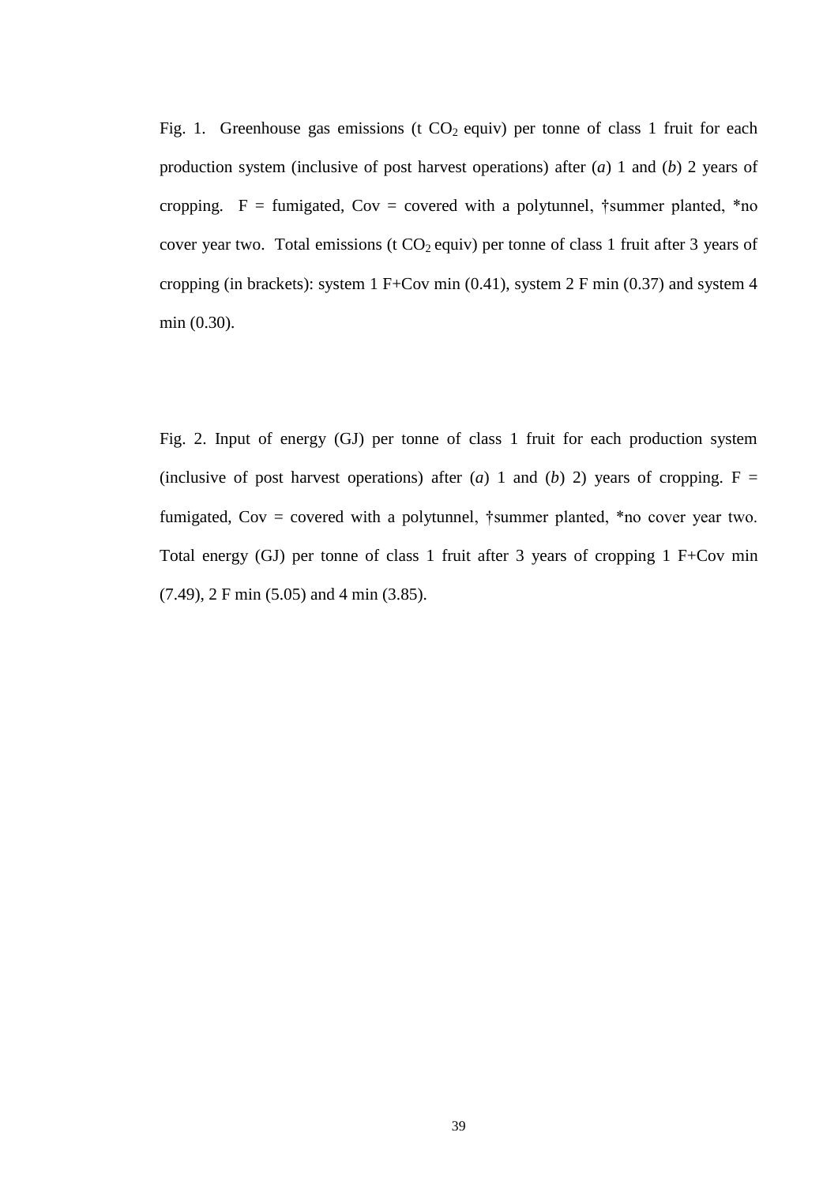Fig. 1. Greenhouse gas emissions (t $CO_2$ equiv) per tonne of class 1 fruit for each production system (inclusive of post harvest operations) after (*a*) 1 and (*b*) 2 years of cropping. F = fumigated, Cov = covered with a polytunnel, †summer planted, *no cover year two. Total emissions (t $CO_2$ equiv) per tonne of class 1 fruit after 3 years of cropping (in brackets): system 1 F+Cov min (0.41), system 2 F min (0.37) and system 4 min (0.30).

Fig. 2. Input of energy (GJ) per tonne of class 1 fruit for each production system (inclusive of post harvest operations) after (*a*) 1 and (*b*) 2) years of cropping. F = fumigated, Cov = covered with a polytunnel, †summer planted, *no cover year two. Total energy (GJ) per tonne of class 1 fruit after 3 years of cropping 1 F+Cov min (7.49), 2 F min (5.05) and 4 min (3.85).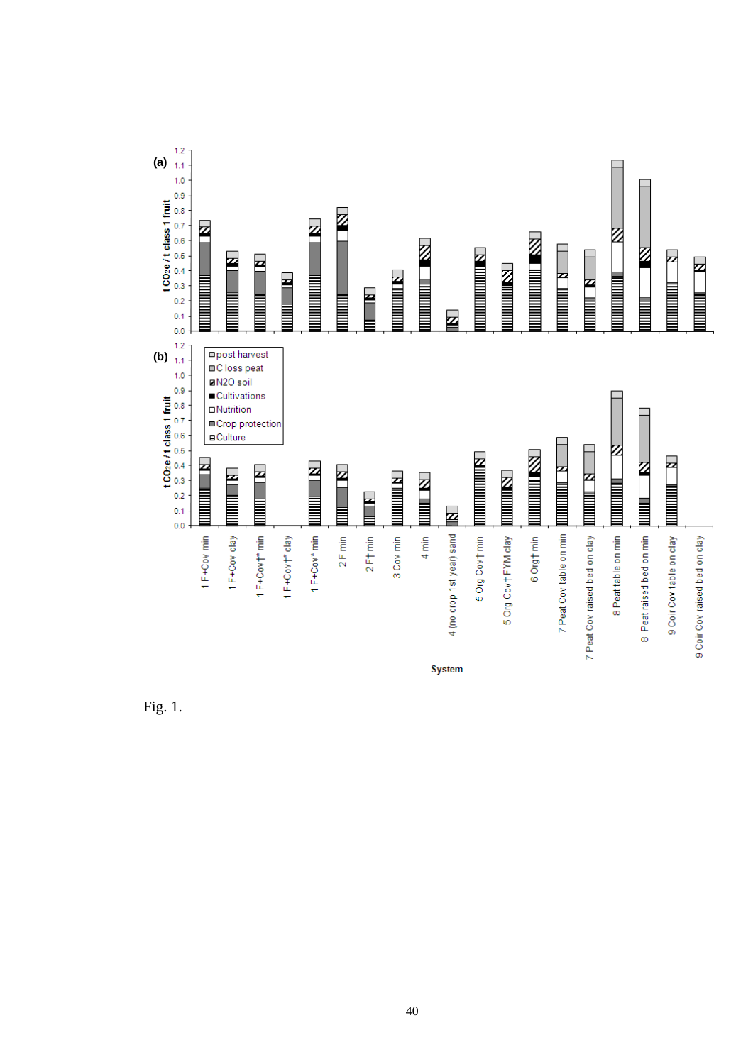Fig. 1.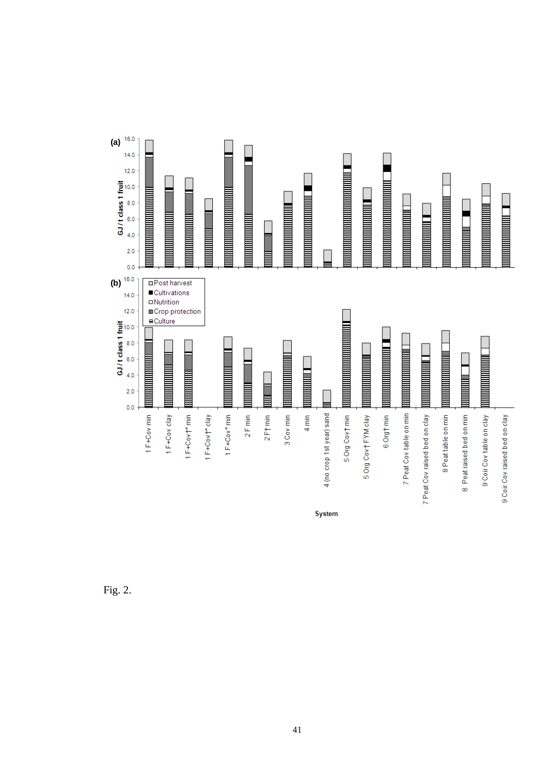(a)

GJ / t class 1 fruit

16.0
14.0
12.0
10.0
8.0
6.0
4.0
2.0
0.0

(b)

GJ / t class 1 fruit

16.0
14.0
12.0
10.0
8.0
6.0
4.0
2.0
0.0

Post harvest
Cultivations
Nutrition
Crop protection
Culture

1 F+Cov min
1 F+Cov clay
1 F+Cov†* min
1 F+Cov†* clay
1 F+Cov* min
2 F min
2 F† min
3 Cov min
4 min
4 (no crop 1st year) sand
5 Org Cov† min
5 Org Cov† FYM clay
6 Org† min
7 Peat Cov table on min
7 Peat Cov raised bed on clay
8 Peat table on min
8 Peat raised bed on min
9 Coir Cov table on clay
9 Coir Cov raised bed on clay

System

Fig. 2.